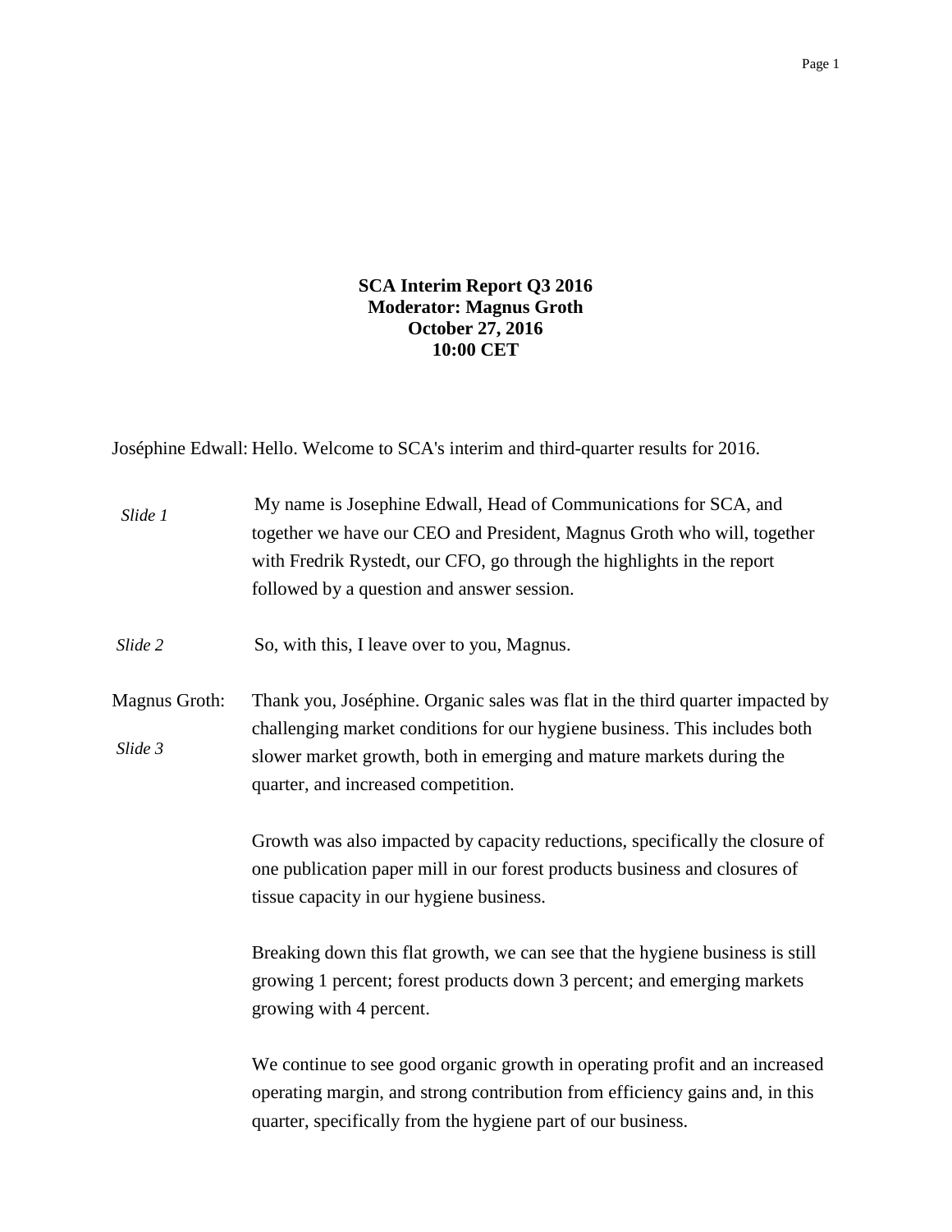**SCA Interim Report Q3 2016**
**Moderator: Magnus Groth**
**October 27, 2016**
**10:00 CET**

Joséphine Edwall: Hello. Welcome to SCA's interim and third-quarter results for 2016.

*Slide 1*

My name is Josephine Edwall, Head of Communications for SCA, and together we have our CEO and President, Magnus Groth who will, together with Fredrik Rystedt, our CFO, go through the highlights in the report followed by a question and answer session.

*Slide 2*

So, with this, I leave over to you, Magnus.

Magnus Groth: Thank you, Joséphine. Organic sales was flat in the third quarter impacted by challenging market conditions for our hygiene business. This includes both slower market growth, both in emerging and mature markets during the quarter, and increased competition.

*Slide 3*

Growth was also impacted by capacity reductions, specifically the closure of one publication paper mill in our forest products business and closures of tissue capacity in our hygiene business.

Breaking down this flat growth, we can see that the hygiene business is still growing 1 percent; forest products down 3 percent; and emerging markets growing with 4 percent.

We continue to see good organic growth in operating profit and an increased operating margin, and strong contribution from efficiency gains and, in this quarter, specifically from the hygiene part of our business.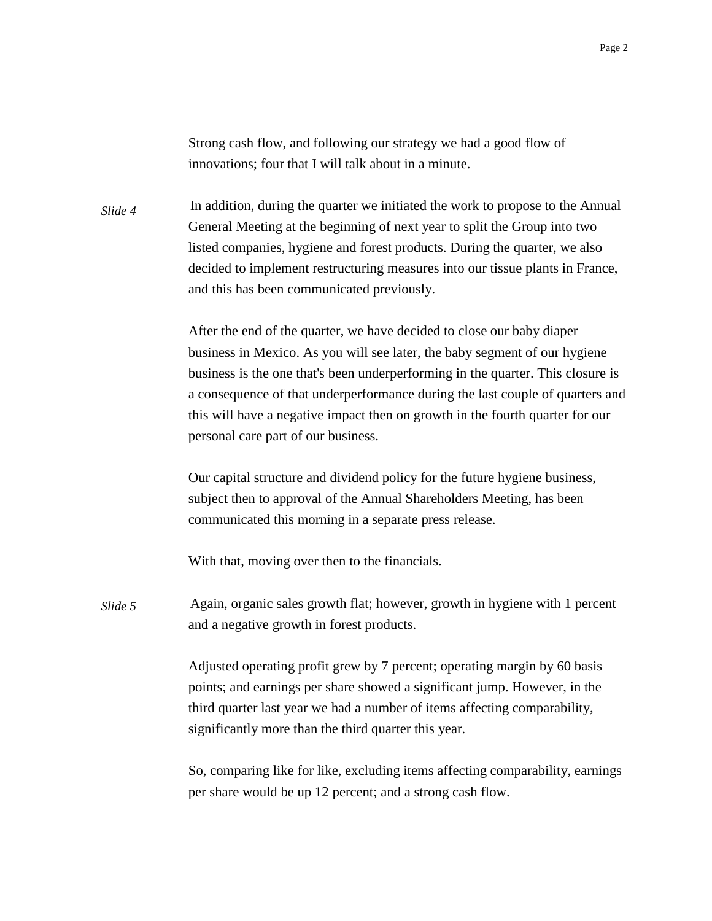Strong cash flow, and following our strategy we had a good flow of innovations; four that I will talk about in a minute.

*Slide 4*

In addition, during the quarter we initiated the work to propose to the Annual General Meeting at the beginning of next year to split the Group into two listed companies, hygiene and forest products. During the quarter, we also decided to implement restructuring measures into our tissue plants in France, and this has been communicated previously.

After the end of the quarter, we have decided to close our baby diaper business in Mexico. As you will see later, the baby segment of our hygiene business is the one that's been underperforming in the quarter. This closure is a consequence of that underperformance during the last couple of quarters and this will have a negative impact then on growth in the fourth quarter for our personal care part of our business.

Our capital structure and dividend policy for the future hygiene business, subject then to approval of the Annual Shareholders Meeting, has been communicated this morning in a separate press release.

With that, moving over then to the financials.

*Slide 5*

Again, organic sales growth flat; however, growth in hygiene with 1 percent and a negative growth in forest products.

Adjusted operating profit grew by 7 percent; operating margin by 60 basis points; and earnings per share showed a significant jump. However, in the third quarter last year we had a number of items affecting comparability, significantly more than the third quarter this year.

So, comparing like for like, excluding items affecting comparability, earnings per share would be up 12 percent; and a strong cash flow.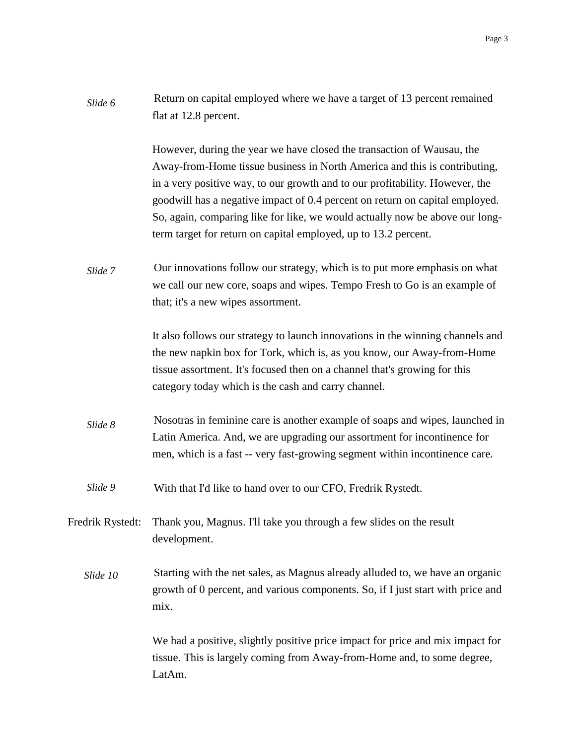*Slide 6* Return on capital employed where we have a target of 13 percent remained flat at 12.8 percent.

However, during the year we have closed the transaction of Wausau, the Away-from-Home tissue business in North America and this is contributing, in a very positive way, to our growth and to our profitability. However, the goodwill has a negative impact of 0.4 percent on return on capital employed. So, again, comparing like for like, we would actually now be above our long-term target for return on capital employed, up to 13.2 percent.

*Slide 7* Our innovations follow our strategy, which is to put more emphasis on what we call our new core, soaps and wipes. Tempo Fresh to Go is an example of that; it's a new wipes assortment.

It also follows our strategy to launch innovations in the winning channels and the new napkin box for Tork, which is, as you know, our Away-from-Home tissue assortment. It's focused then on a channel that's growing for this category today which is the cash and carry channel.

*Slide 8* Nosotras in feminine care is another example of soaps and wipes, launched in Latin America. And, we are upgrading our assortment for incontinence for men, which is a fast -- very fast-growing segment within incontinence care.

*Slide 9* With that I'd like to hand over to our CFO, Fredrik Rystedt.

Fredrik Rystedt: Thank you, Magnus. I'll take you through a few slides on the result development.

*Slide 10* Starting with the net sales, as Magnus already alluded to, we have an organic growth of 0 percent, and various components. So, if I just start with price and mix.

We had a positive, slightly positive price impact for price and mix impact for tissue. This is largely coming from Away-from-Home and, to some degree, LatAm.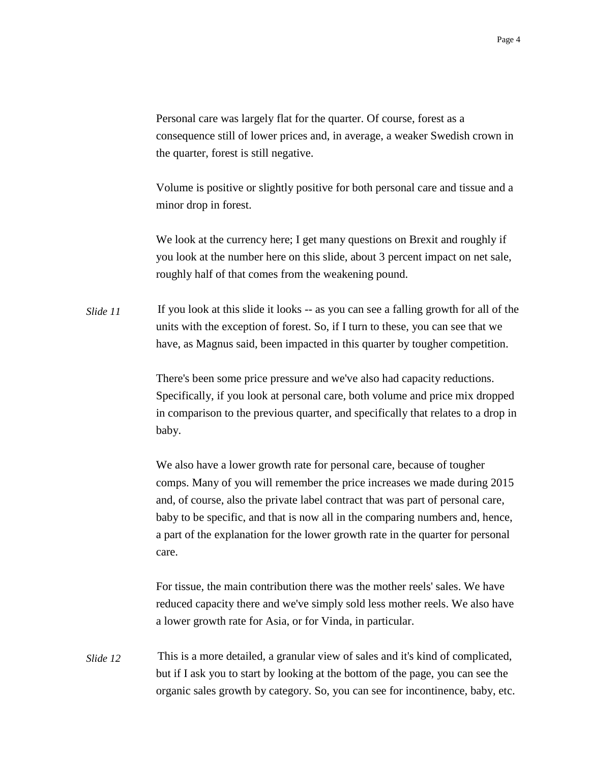Personal care was largely flat for the quarter. Of course, forest as a consequence still of lower prices and, in average, a weaker Swedish crown in the quarter, forest is still negative.

Volume is positive or slightly positive for both personal care and tissue and a minor drop in forest.

We look at the currency here; I get many questions on Brexit and roughly if you look at the number here on this slide, about 3 percent impact on net sale, roughly half of that comes from the weakening pound.

*Slide 11* If you look at this slide it looks -- as you can see a falling growth for all of the units with the exception of forest. So, if I turn to these, you can see that we have, as Magnus said, been impacted in this quarter by tougher competition.

There's been some price pressure and we've also had capacity reductions. Specifically, if you look at personal care, both volume and price mix dropped in comparison to the previous quarter, and specifically that relates to a drop in baby.

We also have a lower growth rate for personal care, because of tougher comps. Many of you will remember the price increases we made during 2015 and, of course, also the private label contract that was part of personal care, baby to be specific, and that is now all in the comparing numbers and, hence, a part of the explanation for the lower growth rate in the quarter for personal care.

For tissue, the main contribution there was the mother reels' sales. We have reduced capacity there and we've simply sold less mother reels. We also have a lower growth rate for Asia, or for Vinda, in particular.

*Slide 12* This is a more detailed, a granular view of sales and it's kind of complicated, but if I ask you to start by looking at the bottom of the page, you can see the organic sales growth by category. So, you can see for incontinence, baby, etc.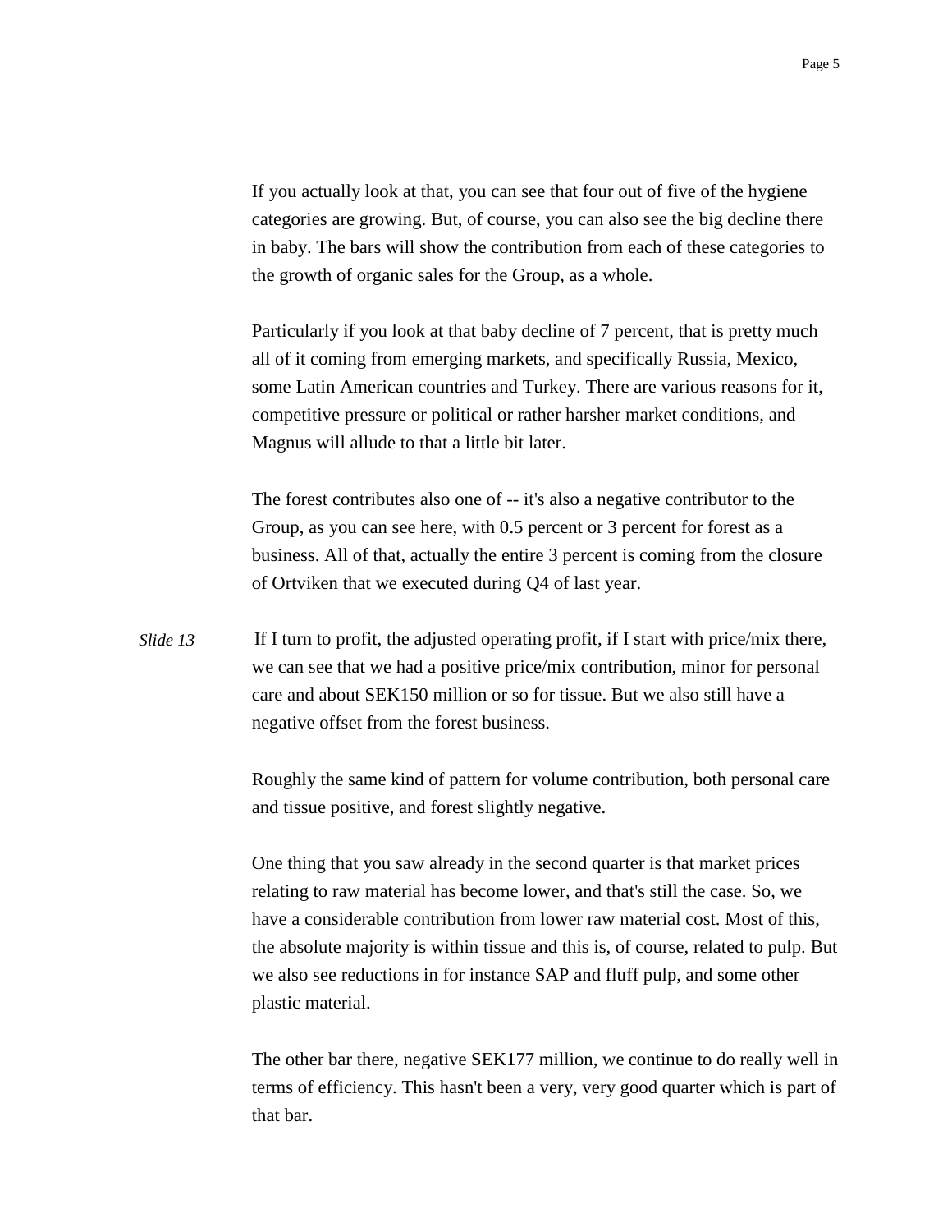If you actually look at that, you can see that four out of five of the hygiene categories are growing. But, of course, you can also see the big decline there in baby. The bars will show the contribution from each of these categories to the growth of organic sales for the Group, as a whole.

Particularly if you look at that baby decline of 7 percent, that is pretty much all of it coming from emerging markets, and specifically Russia, Mexico, some Latin American countries and Turkey. There are various reasons for it, competitive pressure or political or rather harsher market conditions, and Magnus will allude to that a little bit later.

The forest contributes also one of -- it's also a negative contributor to the Group, as you can see here, with 0.5 percent or 3 percent for forest as a business. All of that, actually the entire 3 percent is coming from the closure of Ortviken that we executed during Q4 of last year.

*Slide 13* If I turn to profit, the adjusted operating profit, if I start with price/mix there, we can see that we had a positive price/mix contribution, minor for personal care and about SEK150 million or so for tissue. But we also still have a negative offset from the forest business.

Roughly the same kind of pattern for volume contribution, both personal care and tissue positive, and forest slightly negative.

One thing that you saw already in the second quarter is that market prices relating to raw material has become lower, and that's still the case. So, we have a considerable contribution from lower raw material cost. Most of this, the absolute majority is within tissue and this is, of course, related to pulp. But we also see reductions in for instance SAP and fluff pulp, and some other plastic material.

The other bar there, negative SEK177 million, we continue to do really well in terms of efficiency. This hasn't been a very, very good quarter which is part of that bar.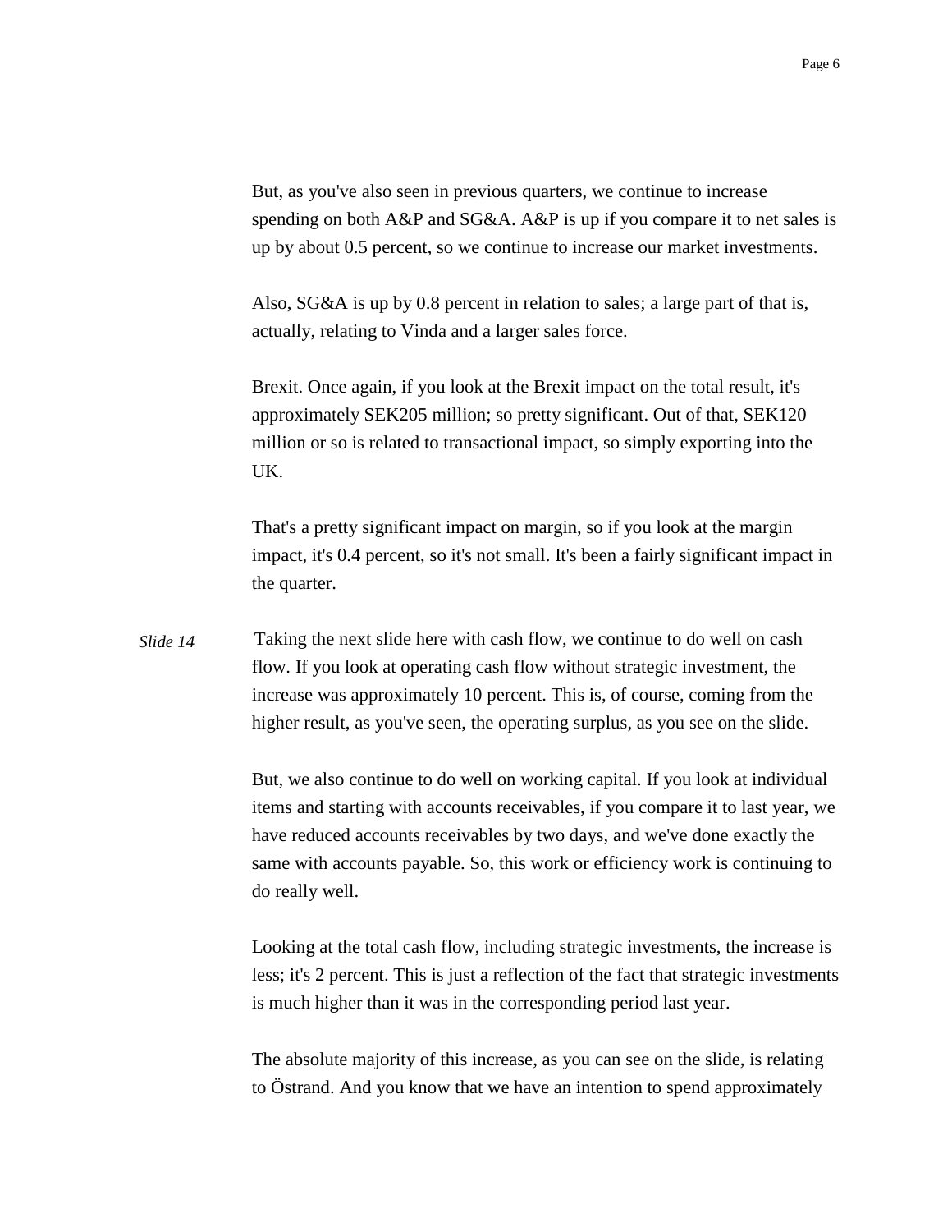But, as you've also seen in previous quarters, we continue to increase spending on both A&P and SG&A. A&P is up if you compare it to net sales is up by about 0.5 percent, so we continue to increase our market investments.

Also, SG&A is up by 0.8 percent in relation to sales; a large part of that is, actually, relating to Vinda and a larger sales force.

Brexit. Once again, if you look at the Brexit impact on the total result, it's approximately SEK205 million; so pretty significant. Out of that, SEK120 million or so is related to transactional impact, so simply exporting into the UK.

That's a pretty significant impact on margin, so if you look at the margin impact, it's 0.4 percent, so it's not small. It's been a fairly significant impact in the quarter.

*Slide 14*

Taking the next slide here with cash flow, we continue to do well on cash flow. If you look at operating cash flow without strategic investment, the increase was approximately 10 percent. This is, of course, coming from the higher result, as you've seen, the operating surplus, as you see on the slide.

But, we also continue to do well on working capital. If you look at individual items and starting with accounts receivables, if you compare it to last year, we have reduced accounts receivables by two days, and we've done exactly the same with accounts payable. So, this work or efficiency work is continuing to do really well.

Looking at the total cash flow, including strategic investments, the increase is less; it's 2 percent. This is just a reflection of the fact that strategic investments is much higher than it was in the corresponding period last year.

The absolute majority of this increase, as you can see on the slide, is relating to Östrand. And you know that we have an intention to spend approximately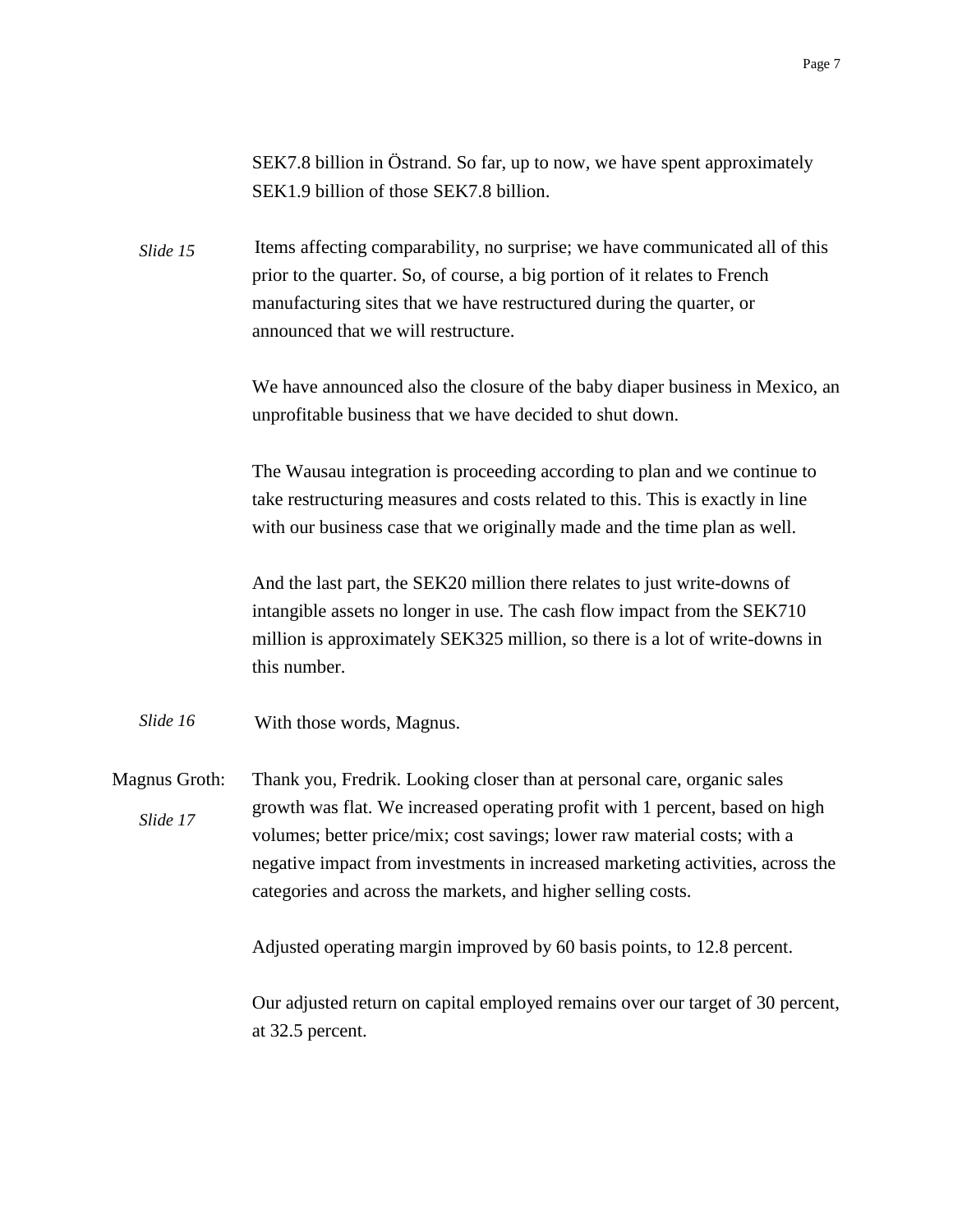SEK7.8 billion in Östrand. So far, up to now, we have spent approximately SEK1.9 billion of those SEK7.8 billion.

*Slide 15* Items affecting comparability, no surprise; we have communicated all of this prior to the quarter. So, of course, a big portion of it relates to French manufacturing sites that we have restructured during the quarter, or announced that we will restructure.

We have announced also the closure of the baby diaper business in Mexico, an unprofitable business that we have decided to shut down.

The Wausau integration is proceeding according to plan and we continue to take restructuring measures and costs related to this. This is exactly in line with our business case that we originally made and the time plan as well.

And the last part, the SEK20 million there relates to just write-downs of intangible assets no longer in use. The cash flow impact from the SEK710 million is approximately SEK325 million, so there is a lot of write-downs in this number.

*Slide 16* With those words, Magnus.

Magnus Groth: *Slide 17* Thank you, Fredrik. Looking closer than at personal care, organic sales growth was flat. We increased operating profit with 1 percent, based on high volumes; better price/mix; cost savings; lower raw material costs; with a negative impact from investments in increased marketing activities, across the categories and across the markets, and higher selling costs.

Adjusted operating margin improved by 60 basis points, to 12.8 percent.

Our adjusted return on capital employed remains over our target of 30 percent, at 32.5 percent.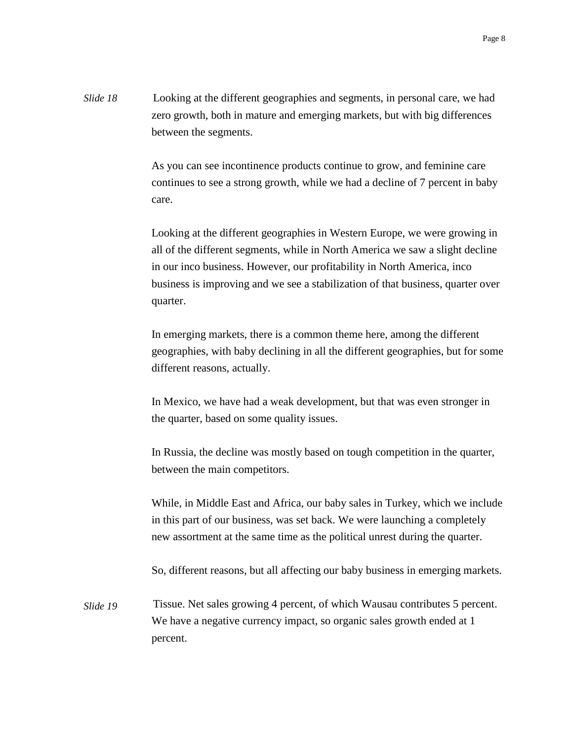*Slide 18* Looking at the different geographies and segments, in personal care, we had zero growth, both in mature and emerging markets, but with big differences between the segments.

As you can see incontinence products continue to grow, and feminine care continues to see a strong growth, while we had a decline of 7 percent in baby care.

Looking at the different geographies in Western Europe, we were growing in all of the different segments, while in North America we saw a slight decline in our inco business. However, our profitability in North America, inco business is improving and we see a stabilization of that business, quarter over quarter.

In emerging markets, there is a common theme here, among the different geographies, with baby declining in all the different geographies, but for some different reasons, actually.

In Mexico, we have had a weak development, but that was even stronger in the quarter, based on some quality issues.

In Russia, the decline was mostly based on tough competition in the quarter, between the main competitors.

While, in Middle East and Africa, our baby sales in Turkey, which we include in this part of our business, was set back. We were launching a completely new assortment at the same time as the political unrest during the quarter.

So, different reasons, but all affecting our baby business in emerging markets.

*Slide 19* Tissue. Net sales growing 4 percent, of which Wausau contributes 5 percent. We have a negative currency impact, so organic sales growth ended at 1 percent.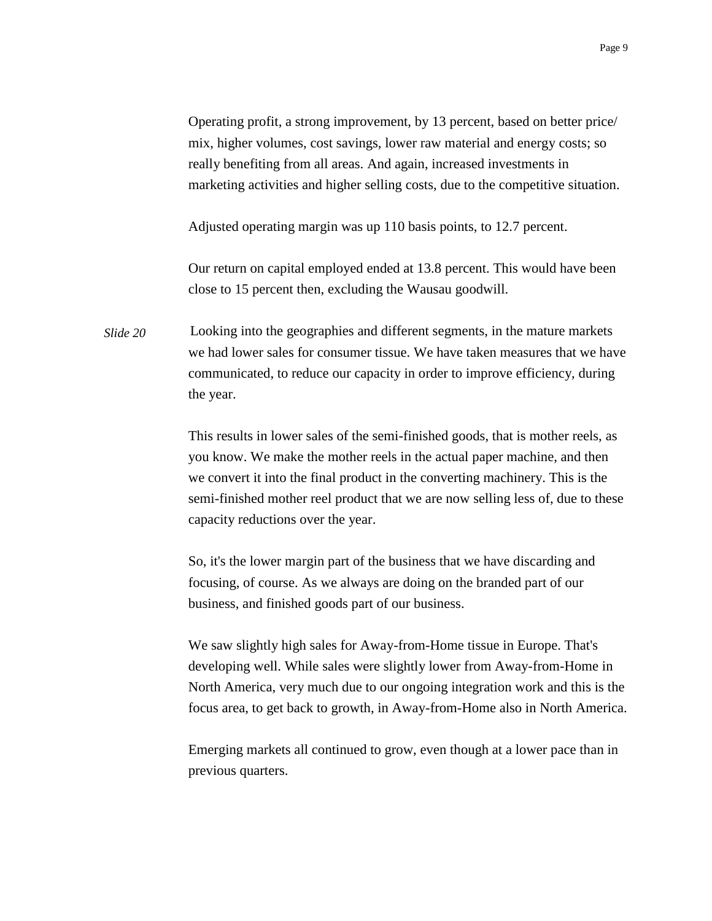Operating profit, a strong improvement, by 13 percent, based on better price/ mix, higher volumes, cost savings, lower raw material and energy costs; so really benefiting from all areas. And again, increased investments in marketing activities and higher selling costs, due to the competitive situation.

Adjusted operating margin was up 110 basis points, to 12.7 percent.

Our return on capital employed ended at 13.8 percent. This would have been close to 15 percent then, excluding the Wausau goodwill.

*Slide 20* Looking into the geographies and different segments, in the mature markets we had lower sales for consumer tissue. We have taken measures that we have communicated, to reduce our capacity in order to improve efficiency, during the year.

This results in lower sales of the semi-finished goods, that is mother reels, as you know. We make the mother reels in the actual paper machine, and then we convert it into the final product in the converting machinery. This is the semi-finished mother reel product that we are now selling less of, due to these capacity reductions over the year.

So, it's the lower margin part of the business that we have discarding and focusing, of course. As we always are doing on the branded part of our business, and finished goods part of our business.

We saw slightly high sales for Away-from-Home tissue in Europe. That's developing well. While sales were slightly lower from Away-from-Home in North America, very much due to our ongoing integration work and this is the focus area, to get back to growth, in Away-from-Home also in North America.

Emerging markets all continued to grow, even though at a lower pace than in previous quarters.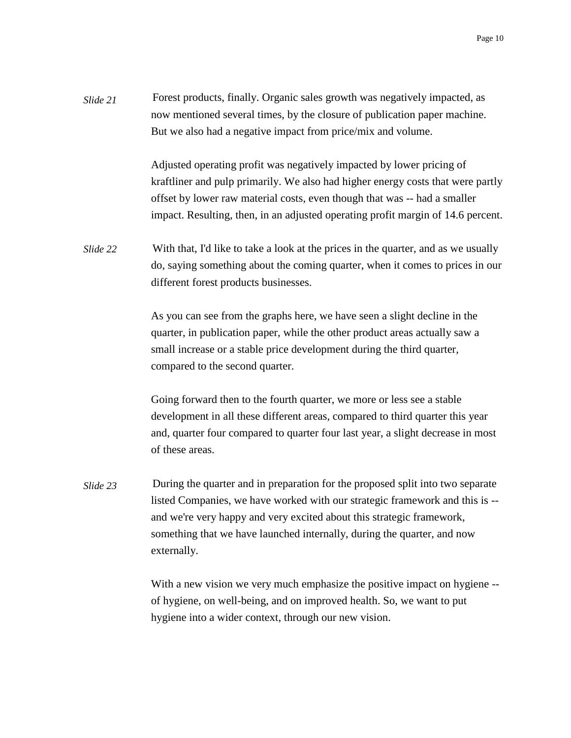*Slide 21* Forest products, finally. Organic sales growth was negatively impacted, as now mentioned several times, by the closure of publication paper machine. But we also had a negative impact from price/mix and volume.

Adjusted operating profit was negatively impacted by lower pricing of kraftliner and pulp primarily. We also had higher energy costs that were partly offset by lower raw material costs, even though that was -- had a smaller impact. Resulting, then, in an adjusted operating profit margin of 14.6 percent.

*Slide 22* With that, I'd like to take a look at the prices in the quarter, and as we usually do, saying something about the coming quarter, when it comes to prices in our different forest products businesses.

As you can see from the graphs here, we have seen a slight decline in the quarter, in publication paper, while the other product areas actually saw a small increase or a stable price development during the third quarter, compared to the second quarter.

Going forward then to the fourth quarter, we more or less see a stable development in all these different areas, compared to third quarter this year and, quarter four compared to quarter four last year, a slight decrease in most of these areas.

*Slide 23* During the quarter and in preparation for the proposed split into two separate listed Companies, we have worked with our strategic framework and this is -- and we're very happy and very excited about this strategic framework, something that we have launched internally, during the quarter, and now externally.

With a new vision we very much emphasize the positive impact on hygiene -- of hygiene, on well-being, and on improved health. So, we want to put hygiene into a wider context, through our new vision.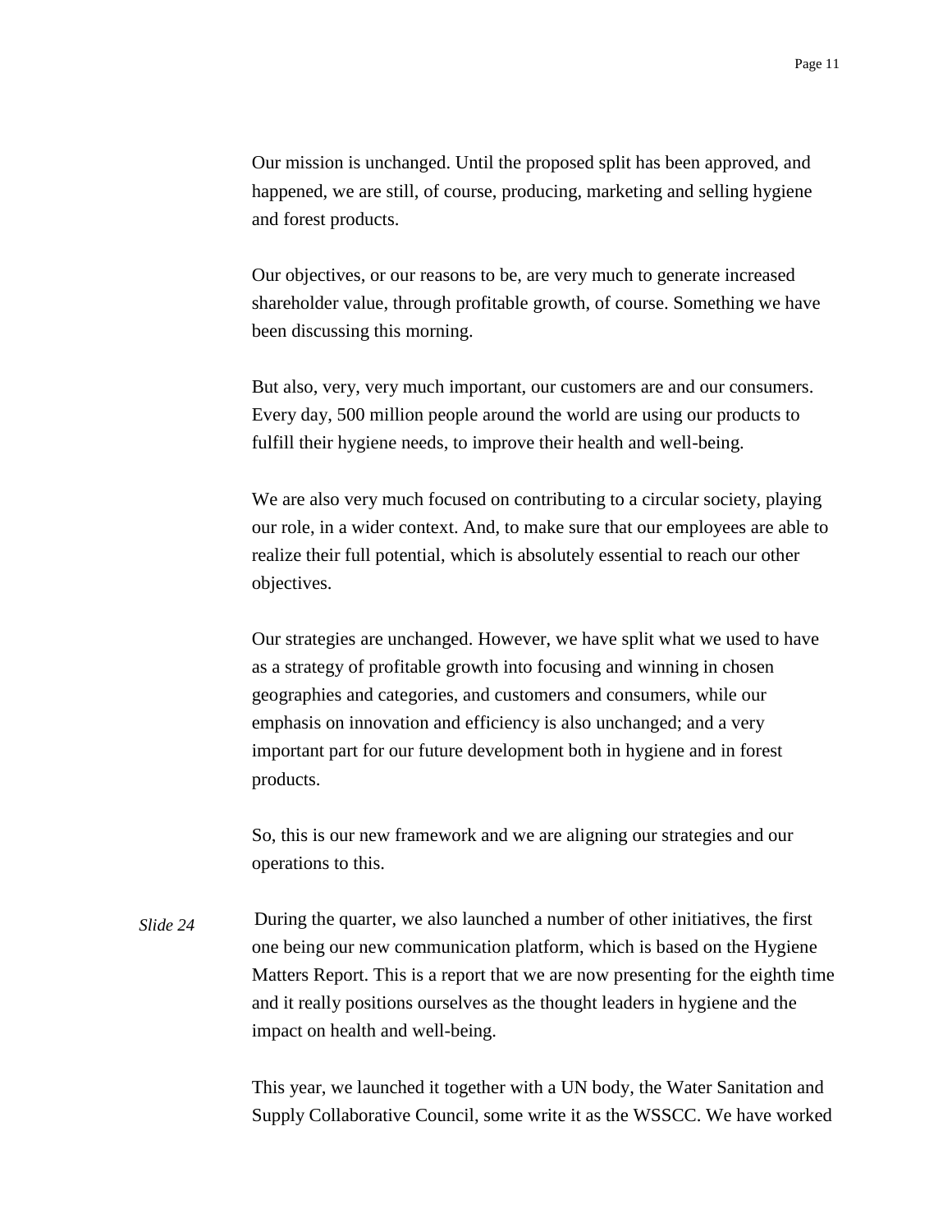Our mission is unchanged. Until the proposed split has been approved, and happened, we are still, of course, producing, marketing and selling hygiene and forest products.

Our objectives, or our reasons to be, are very much to generate increased shareholder value, through profitable growth, of course. Something we have been discussing this morning.

But also, very, very much important, our customers are and our consumers. Every day, 500 million people around the world are using our products to fulfill their hygiene needs, to improve their health and well-being.

We are also very much focused on contributing to a circular society, playing our role, in a wider context. And, to make sure that our employees are able to realize their full potential, which is absolutely essential to reach our other objectives.

Our strategies are unchanged. However, we have split what we used to have as a strategy of profitable growth into focusing and winning in chosen geographies and categories, and customers and consumers, while our emphasis on innovation and efficiency is also unchanged; and a very important part for our future development both in hygiene and in forest products.

So, this is our new framework and we are aligning our strategies and our operations to this.

*Slide 24* During the quarter, we also launched a number of other initiatives, the first one being our new communication platform, which is based on the Hygiene Matters Report. This is a report that we are now presenting for the eighth time and it really positions ourselves as the thought leaders in hygiene and the impact on health and well-being.

This year, we launched it together with a UN body, the Water Sanitation and Supply Collaborative Council, some write it as the WSSCC. We have worked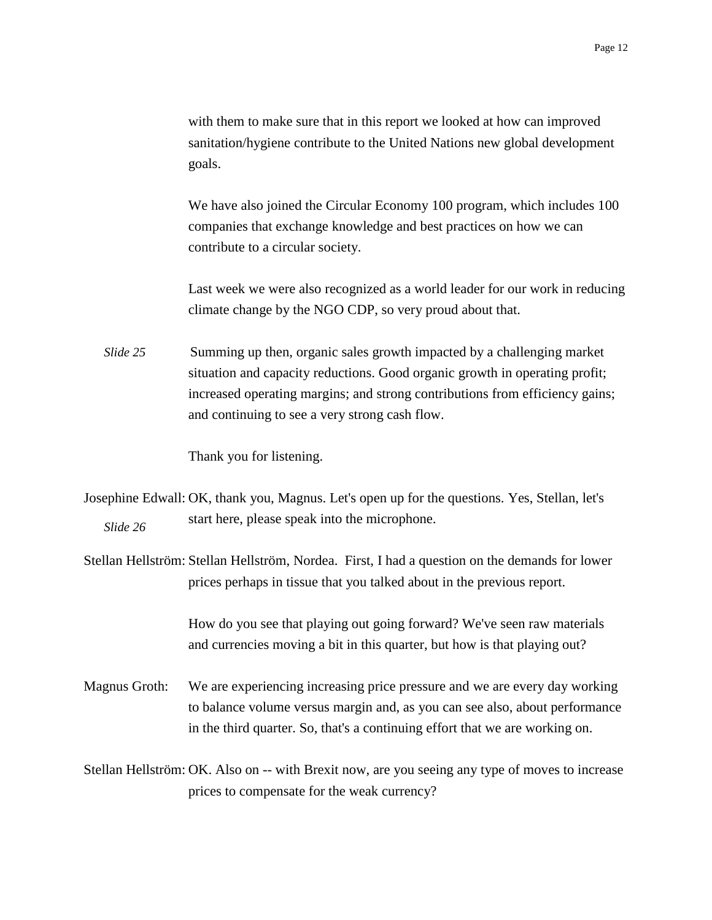with them to make sure that in this report we looked at how can improved sanitation/hygiene contribute to the United Nations new global development goals.

We have also joined the Circular Economy 100 program, which includes 100 companies that exchange knowledge and best practices on how we can contribute to a circular society.

Last week we were also recognized as a world leader for our work in reducing climate change by the NGO CDP, so very proud about that.

*Slide 25* Summing up then, organic sales growth impacted by a challenging market situation and capacity reductions. Good organic growth in operating profit; increased operating margins; and strong contributions from efficiency gains; and continuing to see a very strong cash flow.

Thank you for listening.

Josephine Edwall: OK, thank you, Magnus. Let's open up for the questions. Yes, Stellan, let's start here, please speak into the microphone.

*Slide 26*

Stellan Hellström: Stellan Hellström, Nordea. First, I had a question on the demands for lower prices perhaps in tissue that you talked about in the previous report.

How do you see that playing out going forward? We've seen raw materials and currencies moving a bit in this quarter, but how is that playing out?

Magnus Groth: We are experiencing increasing price pressure and we are every day working to balance volume versus margin and, as you can see also, about performance in the third quarter. So, that's a continuing effort that we are working on.

Stellan Hellström: OK. Also on -- with Brexit now, are you seeing any type of moves to increase prices to compensate for the weak currency?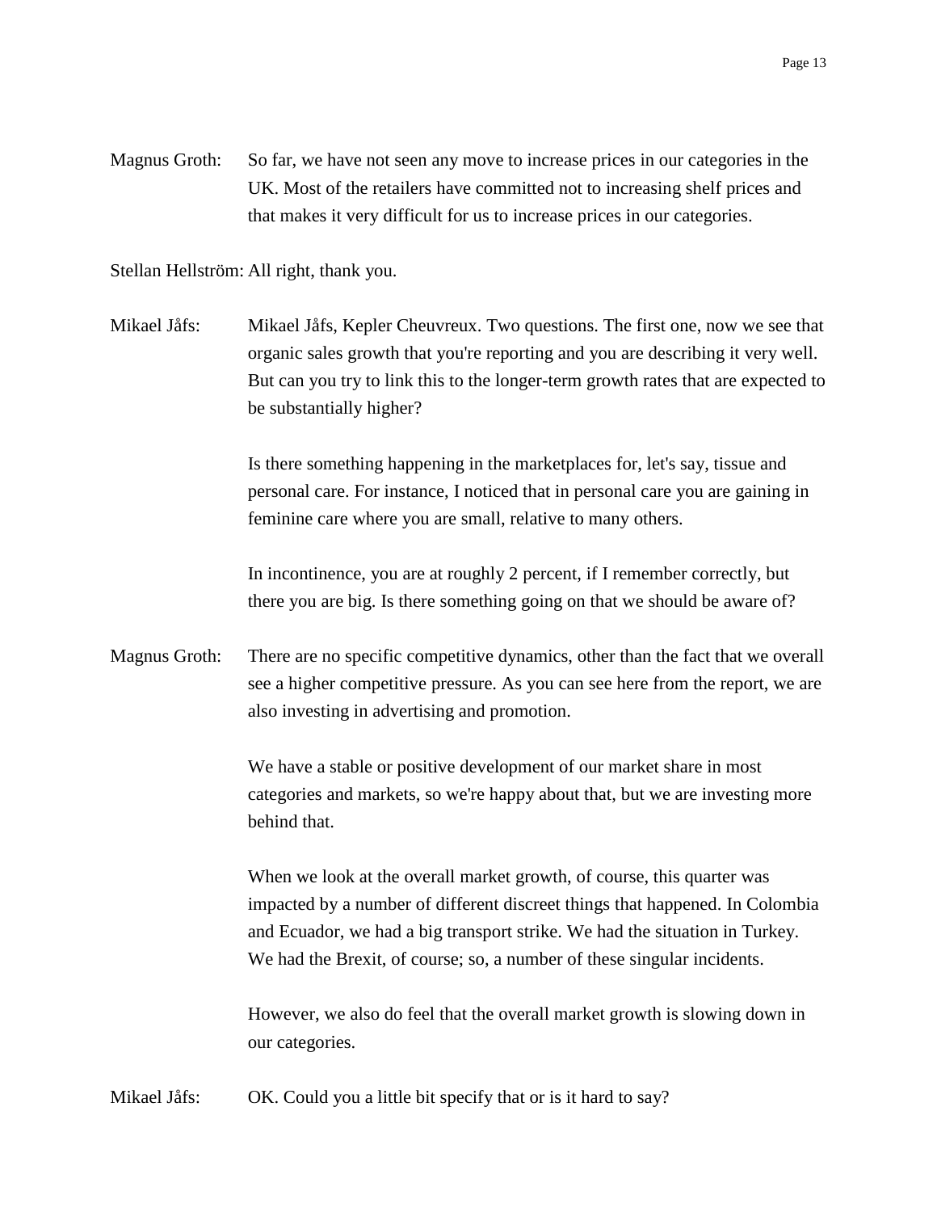Magnus Groth: So far, we have not seen any move to increase prices in our categories in the UK. Most of the retailers have committed not to increasing shelf prices and that makes it very difficult for us to increase prices in our categories.

Stellan Hellström: All right, thank you.

Mikael Jåfs: Mikael Jåfs, Kepler Cheuvreux. Two questions. The first one, now we see that organic sales growth that you're reporting and you are describing it very well. But can you try to link this to the longer-term growth rates that are expected to be substantially higher?

Is there something happening in the marketplaces for, let's say, tissue and personal care. For instance, I noticed that in personal care you are gaining in feminine care where you are small, relative to many others.

In incontinence, you are at roughly 2 percent, if I remember correctly, but there you are big. Is there something going on that we should be aware of?

Magnus Groth: There are no specific competitive dynamics, other than the fact that we overall see a higher competitive pressure. As you can see here from the report, we are also investing in advertising and promotion.

We have a stable or positive development of our market share in most categories and markets, so we're happy about that, but we are investing more behind that.

When we look at the overall market growth, of course, this quarter was impacted by a number of different discreet things that happened. In Colombia and Ecuador, we had a big transport strike. We had the situation in Turkey. We had the Brexit, of course; so, a number of these singular incidents.

However, we also do feel that the overall market growth is slowing down in our categories.

Mikael Jåfs: OK. Could you a little bit specify that or is it hard to say?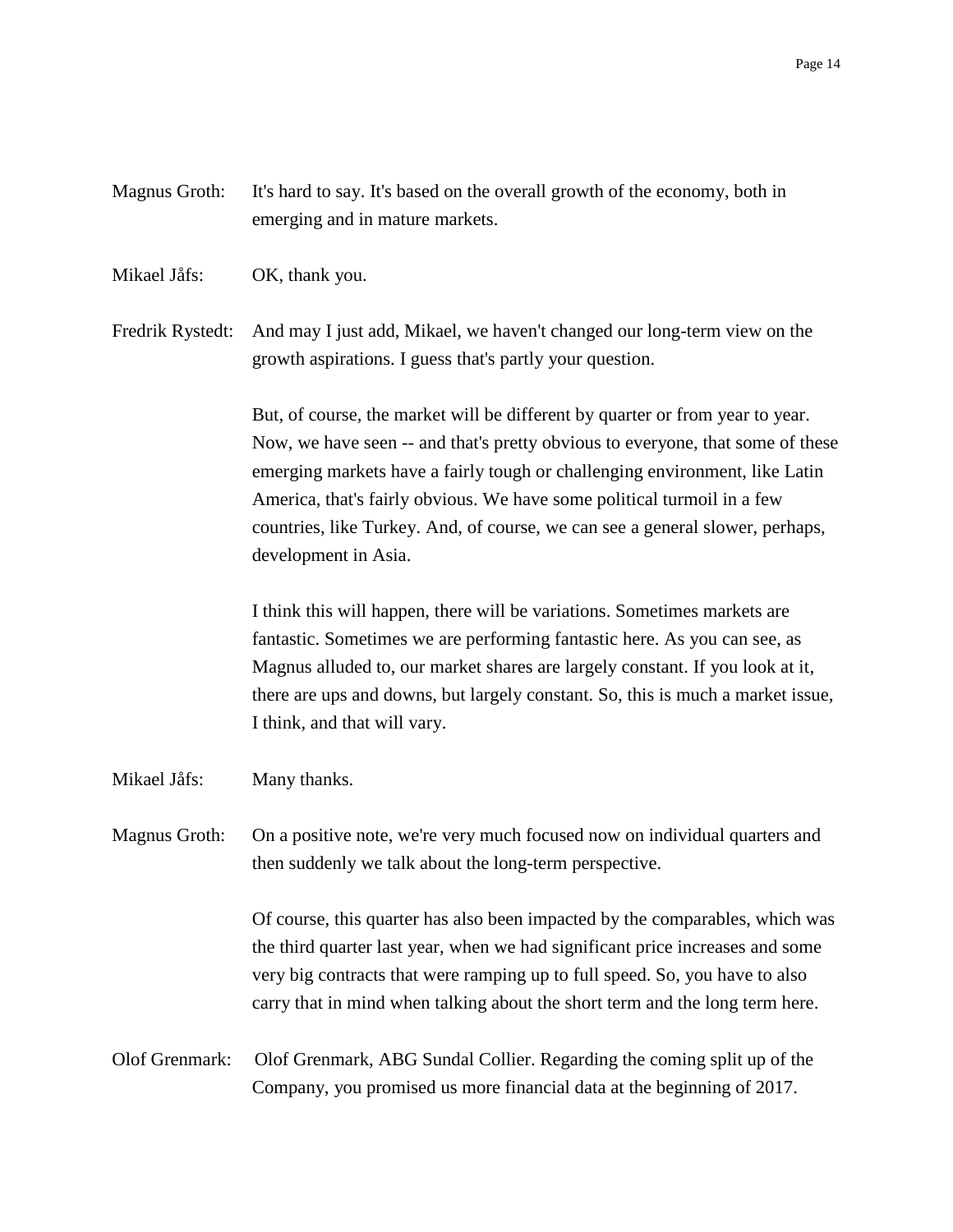Magnus Groth: It's hard to say. It's based on the overall growth of the economy, both in emerging and in mature markets.

Mikael Jåfs: OK, thank you.

Fredrik Rystedt: And may I just add, Mikael, we haven't changed our long-term view on the growth aspirations. I guess that's partly your question.

But, of course, the market will be different by quarter or from year to year. Now, we have seen -- and that's pretty obvious to everyone, that some of these emerging markets have a fairly tough or challenging environment, like Latin America, that's fairly obvious. We have some political turmoil in a few countries, like Turkey. And, of course, we can see a general slower, perhaps, development in Asia.

I think this will happen, there will be variations. Sometimes markets are fantastic. Sometimes we are performing fantastic here. As you can see, as Magnus alluded to, our market shares are largely constant. If you look at it, there are ups and downs, but largely constant. So, this is much a market issue, I think, and that will vary.

Mikael Jåfs: Many thanks.

Magnus Groth: On a positive note, we're very much focused now on individual quarters and then suddenly we talk about the long-term perspective.

Of course, this quarter has also been impacted by the comparables, which was the third quarter last year, when we had significant price increases and some very big contracts that were ramping up to full speed. So, you have to also carry that in mind when talking about the short term and the long term here.

Olof Grenmark: Olof Grenmark, ABG Sundal Collier. Regarding the coming split up of the Company, you promised us more financial data at the beginning of 2017.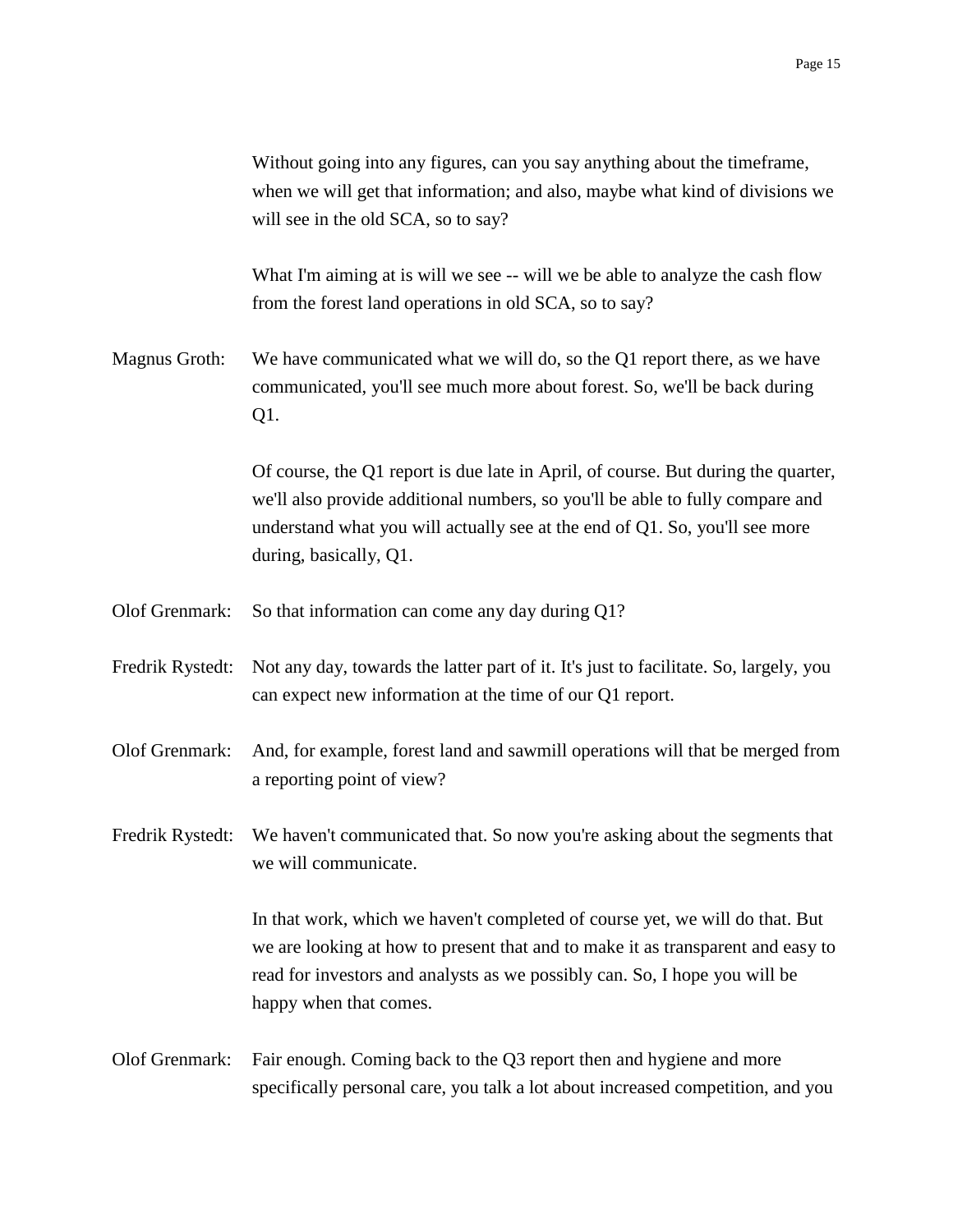Without going into any figures, can you say anything about the timeframe, when we will get that information; and also, maybe what kind of divisions we will see in the old SCA, so to say?

What I'm aiming at is will we see -- will we be able to analyze the cash flow from the forest land operations in old SCA, so to say?

Magnus Groth: We have communicated what we will do, so the Q1 report there, as we have communicated, you'll see much more about forest. So, we'll be back during Q1.

Of course, the Q1 report is due late in April, of course. But during the quarter, we'll also provide additional numbers, so you'll be able to fully compare and understand what you will actually see at the end of Q1. So, you'll see more during, basically, Q1.

Olof Grenmark: So that information can come any day during Q1?

Fredrik Rystedt: Not any day, towards the latter part of it. It's just to facilitate. So, largely, you can expect new information at the time of our Q1 report.

Olof Grenmark: And, for example, forest land and sawmill operations will that be merged from a reporting point of view?

Fredrik Rystedt: We haven't communicated that. So now you're asking about the segments that we will communicate.

In that work, which we haven't completed of course yet, we will do that. But we are looking at how to present that and to make it as transparent and easy to read for investors and analysts as we possibly can. So, I hope you will be happy when that comes.

Olof Grenmark: Fair enough. Coming back to the Q3 report then and hygiene and more specifically personal care, you talk a lot about increased competition, and you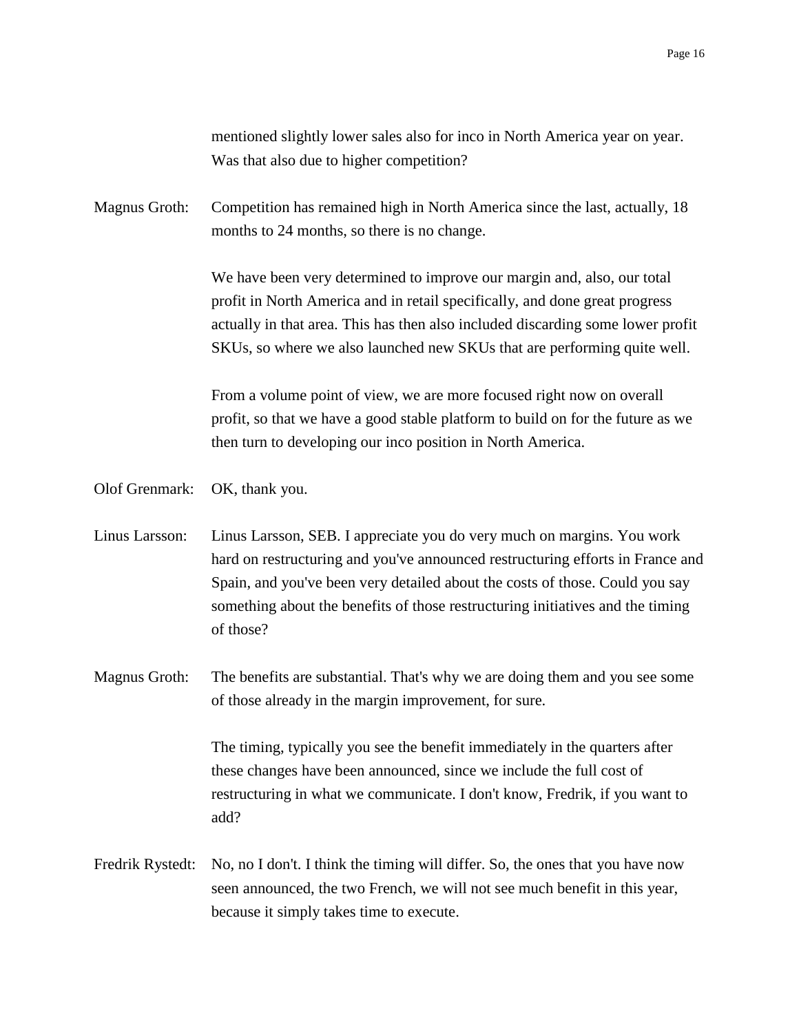mentioned slightly lower sales also for inco in North America year on year. Was that also due to higher competition?

Magnus Groth: Competition has remained high in North America since the last, actually, 18 months to 24 months, so there is no change.

We have been very determined to improve our margin and, also, our total profit in North America and in retail specifically, and done great progress actually in that area. This has then also included discarding some lower profit SKUs, so where we also launched new SKUs that are performing quite well.

From a volume point of view, we are more focused right now on overall profit, so that we have a good stable platform to build on for the future as we then turn to developing our inco position in North America.

Olof Grenmark: OK, thank you.

Linus Larsson: Linus Larsson, SEB. I appreciate you do very much on margins. You work hard on restructuring and you've announced restructuring efforts in France and Spain, and you've been very detailed about the costs of those. Could you say something about the benefits of those restructuring initiatives and the timing of those?

Magnus Groth: The benefits are substantial. That's why we are doing them and you see some of those already in the margin improvement, for sure.

The timing, typically you see the benefit immediately in the quarters after these changes have been announced, since we include the full cost of restructuring in what we communicate. I don't know, Fredrik, if you want to add?

Fredrik Rystedt: No, no I don't. I think the timing will differ. So, the ones that you have now seen announced, the two French, we will not see much benefit in this year, because it simply takes time to execute.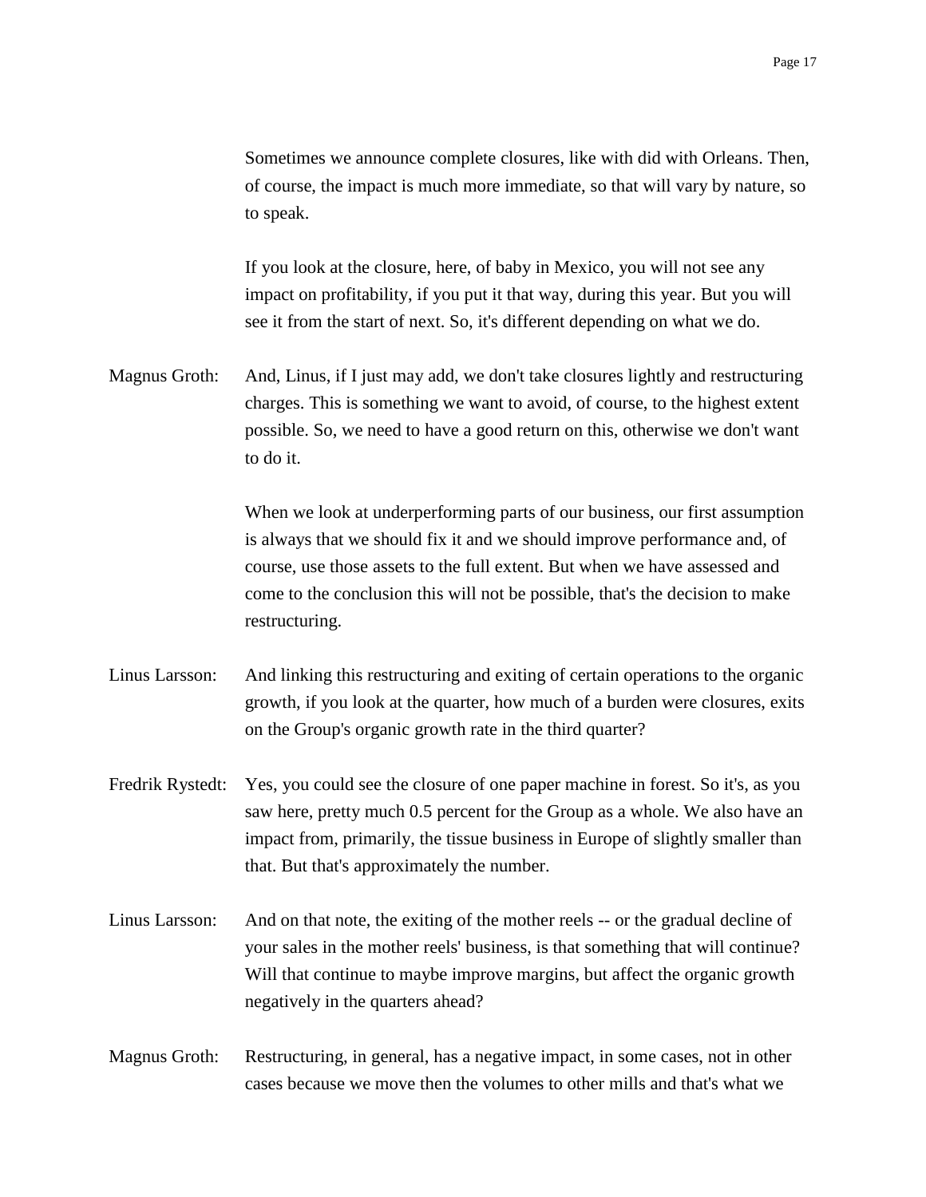Sometimes we announce complete closures, like with did with Orleans. Then, of course, the impact is much more immediate, so that will vary by nature, so to speak.

If you look at the closure, here, of baby in Mexico, you will not see any impact on profitability, if you put it that way, during this year. But you will see it from the start of next. So, it's different depending on what we do.

Magnus Groth: And, Linus, if I just may add, we don't take closures lightly and restructuring charges. This is something we want to avoid, of course, to the highest extent possible. So, we need to have a good return on this, otherwise we don't want to do it.

When we look at underperforming parts of our business, our first assumption is always that we should fix it and we should improve performance and, of course, use those assets to the full extent. But when we have assessed and come to the conclusion this will not be possible, that's the decision to make restructuring.

Linus Larsson: And linking this restructuring and exiting of certain operations to the organic growth, if you look at the quarter, how much of a burden were closures, exits on the Group's organic growth rate in the third quarter?

Fredrik Rystedt: Yes, you could see the closure of one paper machine in forest. So it's, as you saw here, pretty much 0.5 percent for the Group as a whole. We also have an impact from, primarily, the tissue business in Europe of slightly smaller than that. But that's approximately the number.

Linus Larsson: And on that note, the exiting of the mother reels -- or the gradual decline of your sales in the mother reels' business, is that something that will continue? Will that continue to maybe improve margins, but affect the organic growth negatively in the quarters ahead?

Magnus Groth: Restructuring, in general, has a negative impact, in some cases, not in other cases because we move then the volumes to other mills and that's what we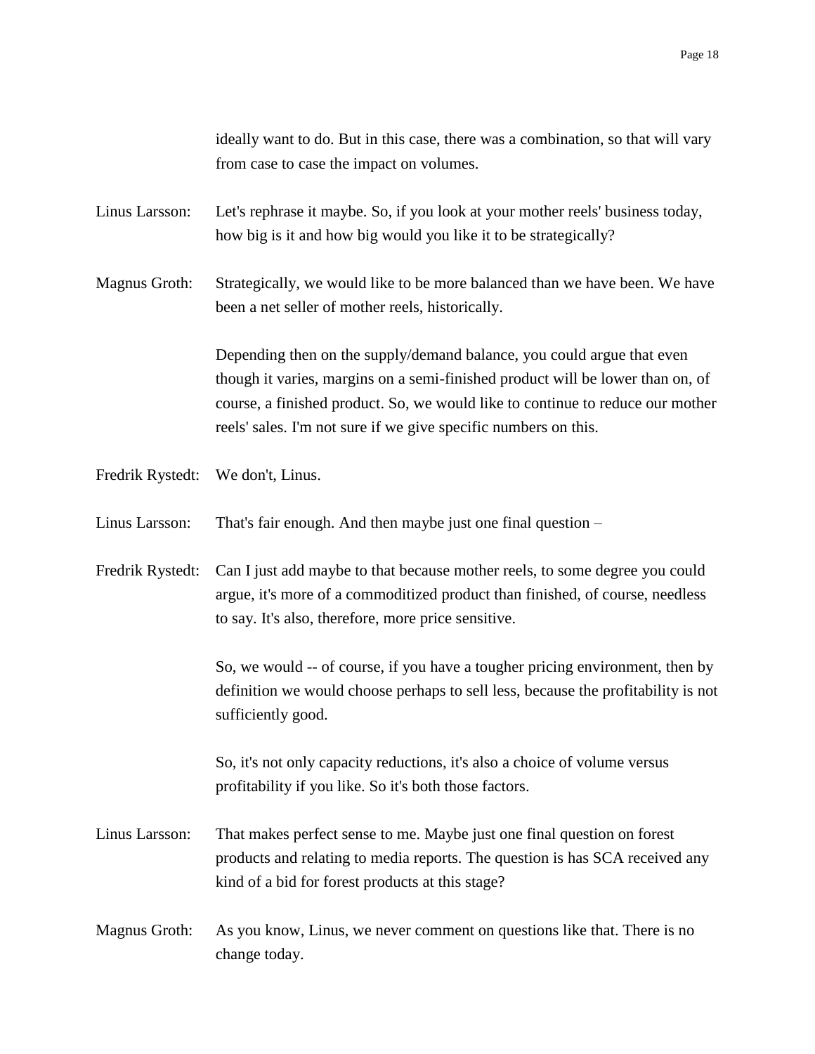ideally want to do. But in this case, there was a combination, so that will vary from case to case the impact on volumes.

Linus Larsson: Let's rephrase it maybe. So, if you look at your mother reels' business today, how big is it and how big would you like it to be strategically?

Magnus Groth: Strategically, we would like to be more balanced than we have been. We have been a net seller of mother reels, historically.

Depending then on the supply/demand balance, you could argue that even though it varies, margins on a semi-finished product will be lower than on, of course, a finished product. So, we would like to continue to reduce our mother reels' sales. I'm not sure if we give specific numbers on this.

Fredrik Rystedt: We don't, Linus.

Linus Larsson: That's fair enough. And then maybe just one final question –

Fredrik Rystedt: Can I just add maybe to that because mother reels, to some degree you could argue, it's more of a commoditized product than finished, of course, needless to say. It's also, therefore, more price sensitive.

So, we would -- of course, if you have a tougher pricing environment, then by definition we would choose perhaps to sell less, because the profitability is not sufficiently good.

So, it's not only capacity reductions, it's also a choice of volume versus profitability if you like. So it's both those factors.

Linus Larsson: That makes perfect sense to me. Maybe just one final question on forest products and relating to media reports. The question is has SCA received any kind of a bid for forest products at this stage?

Magnus Groth: As you know, Linus, we never comment on questions like that. There is no change today.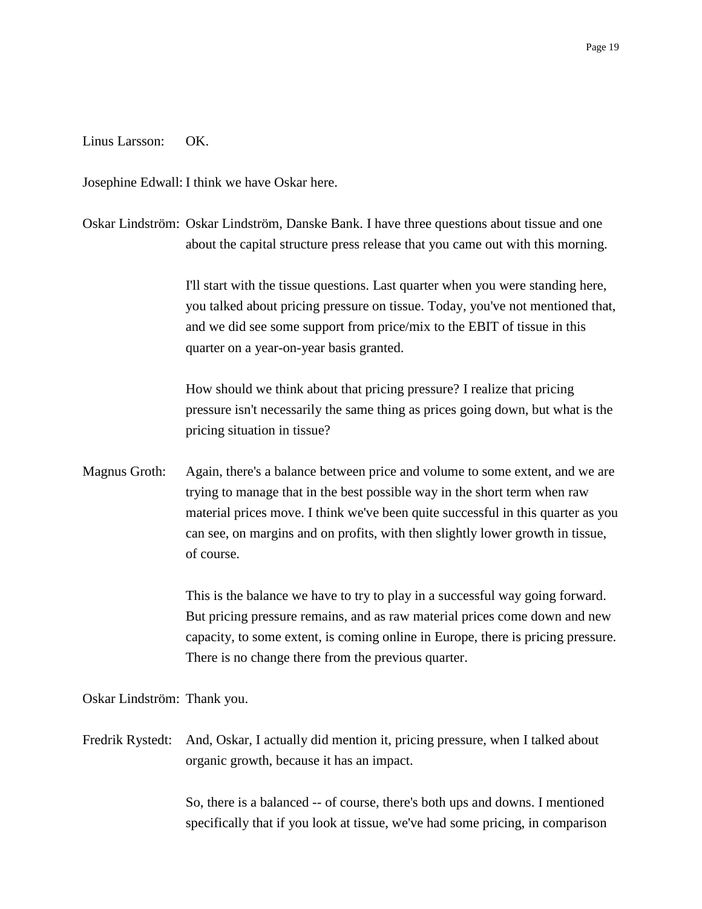Linus Larsson: OK.

Josephine Edwall: I think we have Oskar here.

Oskar Lindström: Oskar Lindström, Danske Bank. I have three questions about tissue and one about the capital structure press release that you came out with this morning.

I'll start with the tissue questions. Last quarter when you were standing here, you talked about pricing pressure on tissue. Today, you've not mentioned that, and we did see some support from price/mix to the EBIT of tissue in this quarter on a year-on-year basis granted.

How should we think about that pricing pressure? I realize that pricing pressure isn't necessarily the same thing as prices going down, but what is the pricing situation in tissue?

Magnus Groth: Again, there's a balance between price and volume to some extent, and we are trying to manage that in the best possible way in the short term when raw material prices move. I think we've been quite successful in this quarter as you can see, on margins and on profits, with then slightly lower growth in tissue, of course.

This is the balance we have to try to play in a successful way going forward. But pricing pressure remains, and as raw material prices come down and new capacity, to some extent, is coming online in Europe, there is pricing pressure. There is no change there from the previous quarter.

Oskar Lindström: Thank you.

Fredrik Rystedt: And, Oskar, I actually did mention it, pricing pressure, when I talked about organic growth, because it has an impact.

So, there is a balanced -- of course, there's both ups and downs. I mentioned specifically that if you look at tissue, we've had some pricing, in comparison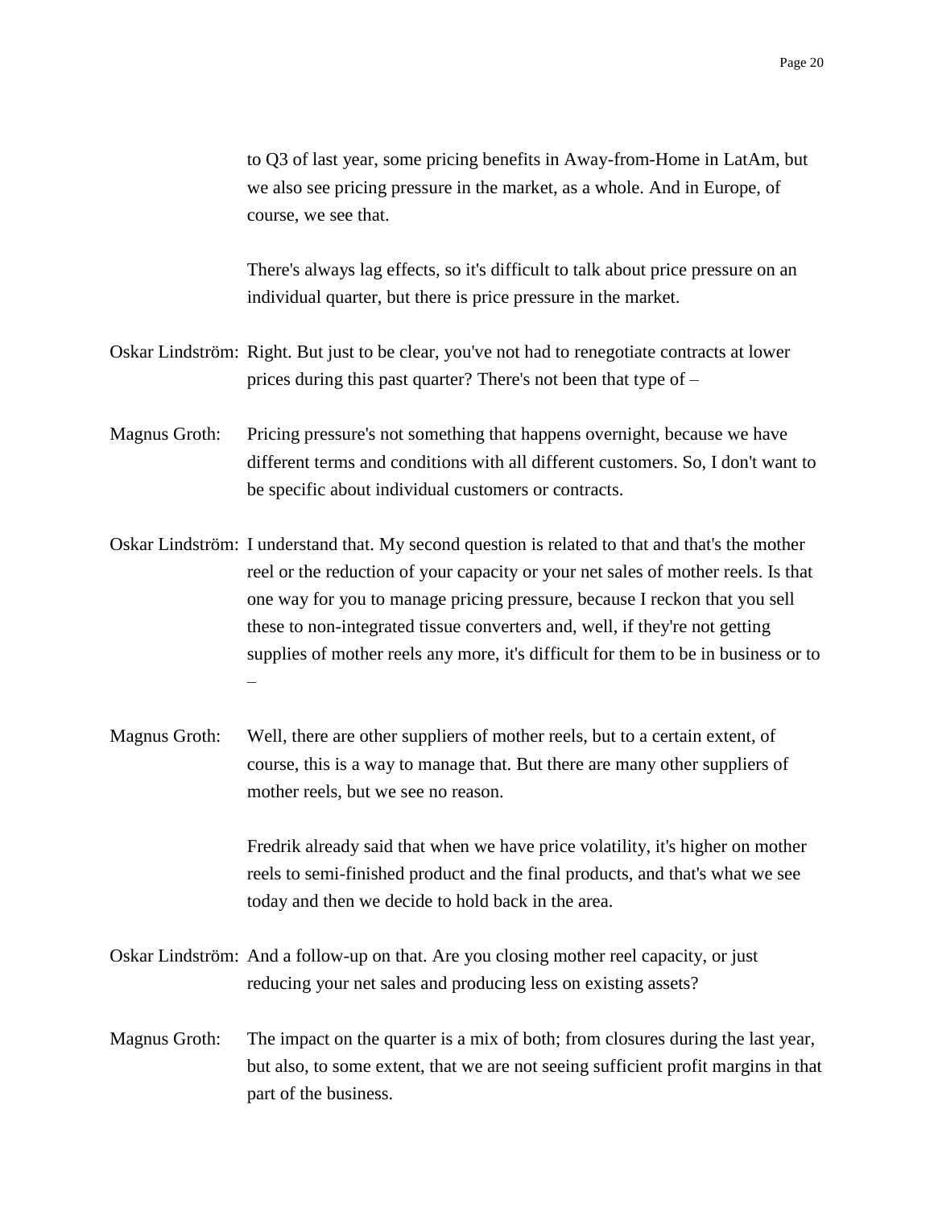to Q3 of last year, some pricing benefits in Away-from-Home in LatAm, but we also see pricing pressure in the market, as a whole. And in Europe, of course, we see that.

There's always lag effects, so it's difficult to talk about price pressure on an individual quarter, but there is price pressure in the market.

Oskar Lindström: Right. But just to be clear, you've not had to renegotiate contracts at lower prices during this past quarter? There's not been that type of –

Magnus Groth: Pricing pressure's not something that happens overnight, because we have different terms and conditions with all different customers. So, I don't want to be specific about individual customers or contracts.

Oskar Lindström: I understand that. My second question is related to that and that's the mother reel or the reduction of your capacity or your net sales of mother reels. Is that one way for you to manage pricing pressure, because I reckon that you sell these to non-integrated tissue converters and, well, if they're not getting supplies of mother reels any more, it's difficult for them to be in business or to –

Magnus Groth: Well, there are other suppliers of mother reels, but to a certain extent, of course, this is a way to manage that. But there are many other suppliers of mother reels, but we see no reason.

Fredrik already said that when we have price volatility, it's higher on mother reels to semi-finished product and the final products, and that's what we see today and then we decide to hold back in the area.

Oskar Lindström: And a follow-up on that. Are you closing mother reel capacity, or just reducing your net sales and producing less on existing assets?

Magnus Groth: The impact on the quarter is a mix of both; from closures during the last year, but also, to some extent, that we are not seeing sufficient profit margins in that part of the business.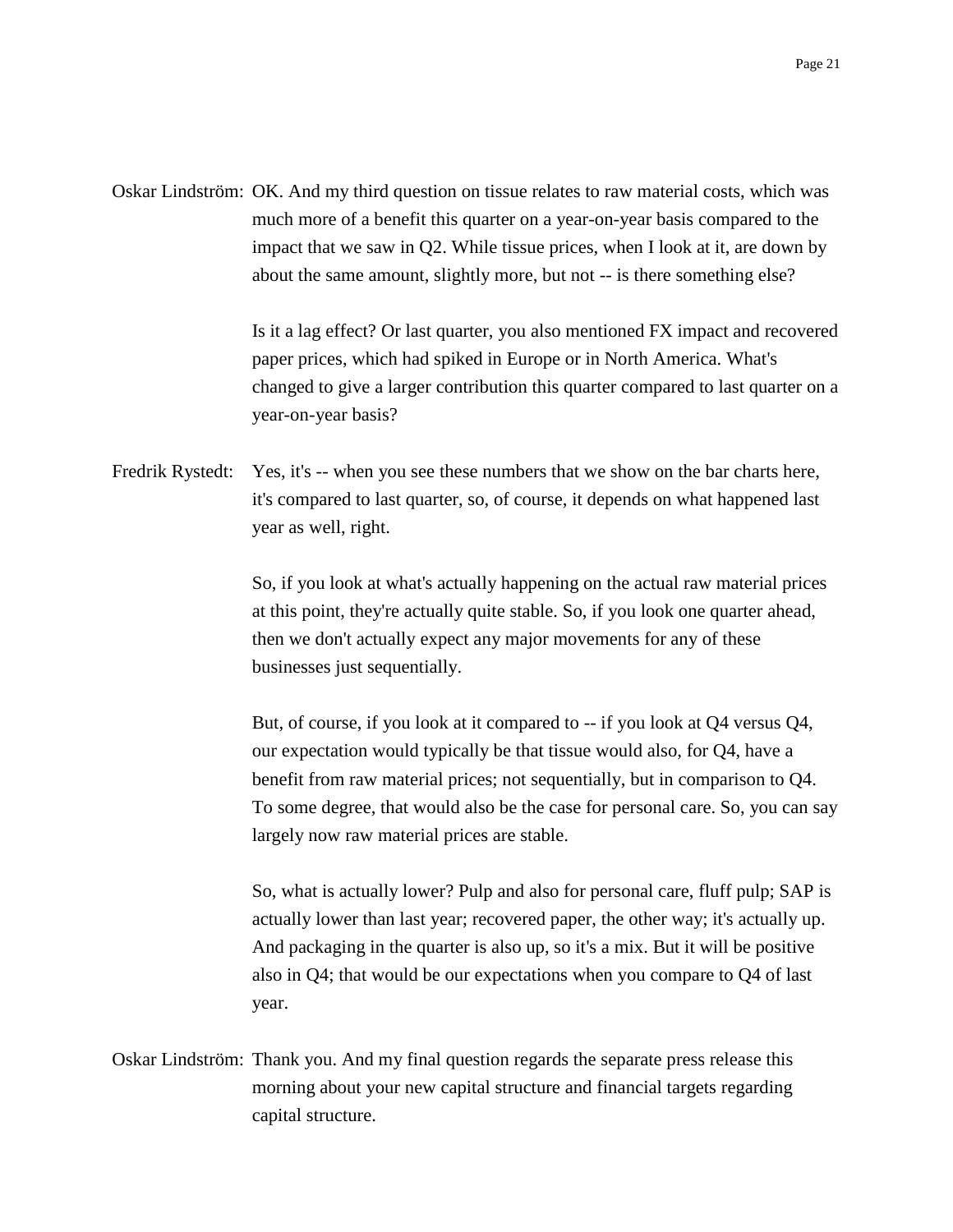Oskar Lindström: OK. And my third question on tissue relates to raw material costs, which was much more of a benefit this quarter on a year-on-year basis compared to the impact that we saw in Q2. While tissue prices, when I look at it, are down by about the same amount, slightly more, but not -- is there something else?

Is it a lag effect? Or last quarter, you also mentioned FX impact and recovered paper prices, which had spiked in Europe or in North America. What's changed to give a larger contribution this quarter compared to last quarter on a year-on-year basis?

Fredrik Rystedt: Yes, it's -- when you see these numbers that we show on the bar charts here, it's compared to last quarter, so, of course, it depends on what happened last year as well, right.

So, if you look at what's actually happening on the actual raw material prices at this point, they're actually quite stable. So, if you look one quarter ahead, then we don't actually expect any major movements for any of these businesses just sequentially.

But, of course, if you look at it compared to -- if you look at Q4 versus Q4, our expectation would typically be that tissue would also, for Q4, have a benefit from raw material prices; not sequentially, but in comparison to Q4. To some degree, that would also be the case for personal care. So, you can say largely now raw material prices are stable.

So, what is actually lower? Pulp and also for personal care, fluff pulp; SAP is actually lower than last year; recovered paper, the other way; it's actually up. And packaging in the quarter is also up, so it's a mix. But it will be positive also in Q4; that would be our expectations when you compare to Q4 of last year.

Oskar Lindström: Thank you. And my final question regards the separate press release this morning about your new capital structure and financial targets regarding capital structure.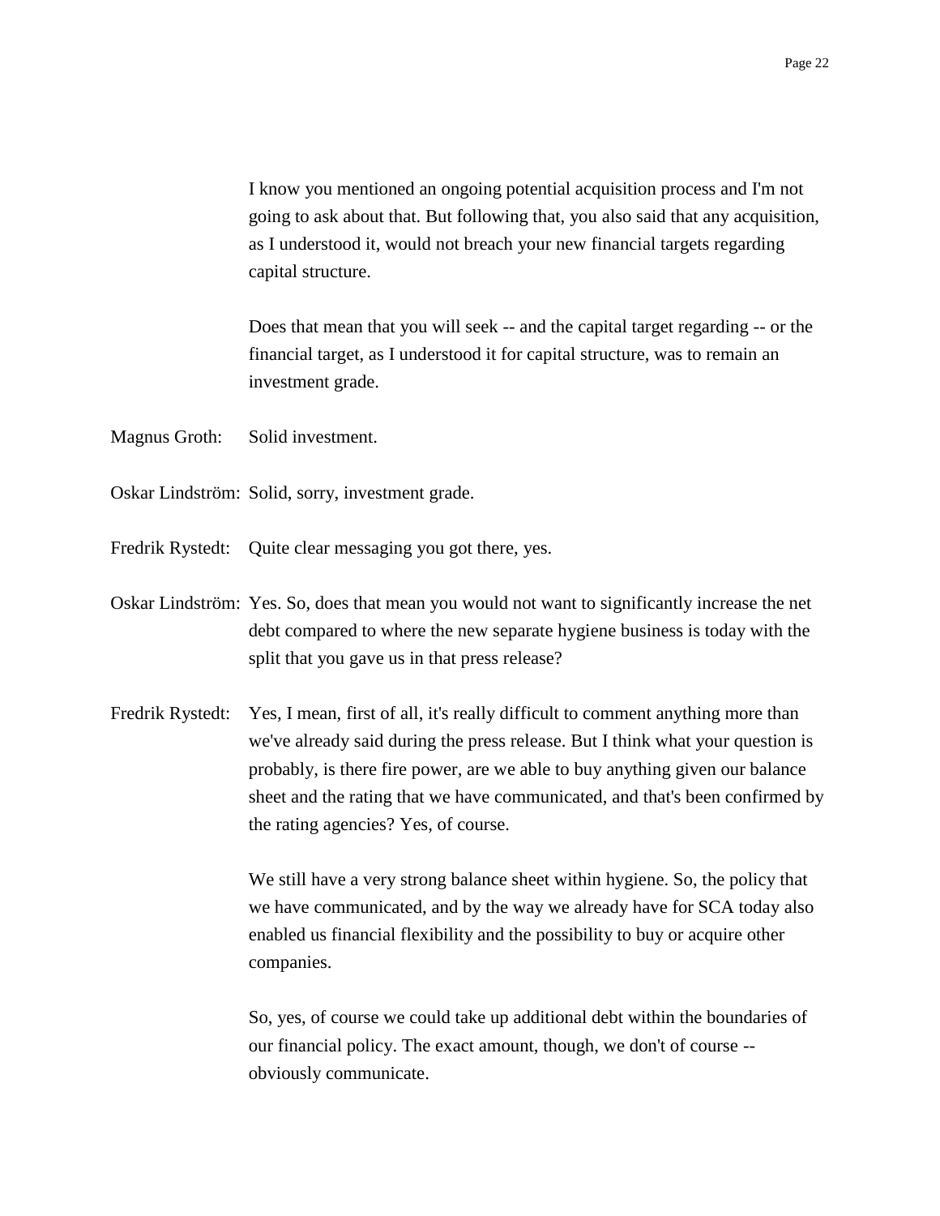I know you mentioned an ongoing potential acquisition process and I'm not going to ask about that. But following that, you also said that any acquisition, as I understood it, would not breach your new financial targets regarding capital structure.

Does that mean that you will seek -- and the capital target regarding -- or the financial target, as I understood it for capital structure, was to remain an investment grade.

Magnus Groth: Solid investment.

Oskar Lindström: Solid, sorry, investment grade.

Fredrik Rystedt: Quite clear messaging you got there, yes.

Oskar Lindström: Yes. So, does that mean you would not want to significantly increase the net debt compared to where the new separate hygiene business is today with the split that you gave us in that press release?

Fredrik Rystedt: Yes, I mean, first of all, it's really difficult to comment anything more than we've already said during the press release. But I think what your question is probably, is there fire power, are we able to buy anything given our balance sheet and the rating that we have communicated, and that's been confirmed by the rating agencies? Yes, of course.

We still have a very strong balance sheet within hygiene. So, the policy that we have communicated, and by the way we already have for SCA today also enabled us financial flexibility and the possibility to buy or acquire other companies.

So, yes, of course we could take up additional debt within the boundaries of our financial policy. The exact amount, though, we don't of course -- obviously communicate.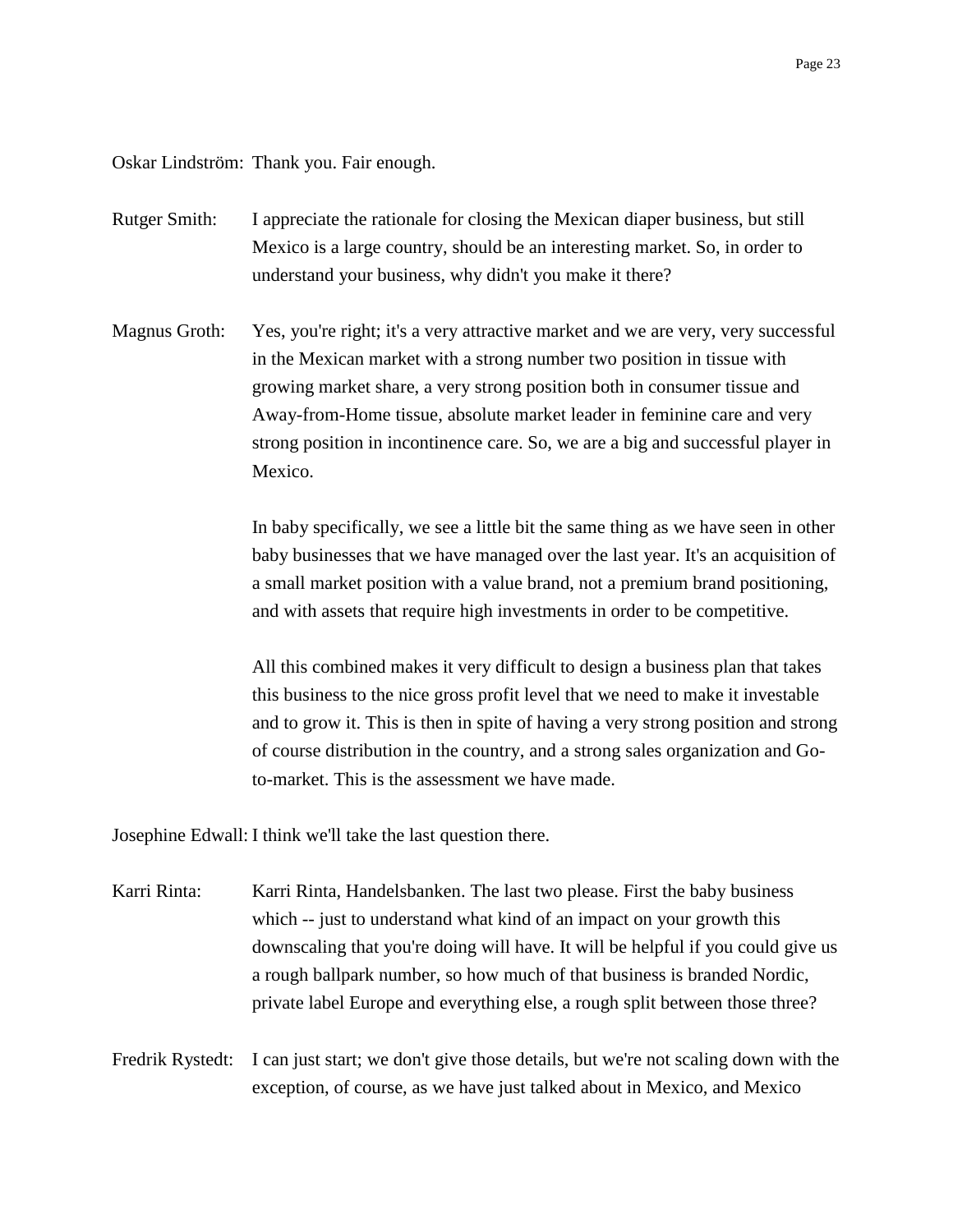Oskar Lindström: Thank you. Fair enough.

Rutger Smith: I appreciate the rationale for closing the Mexican diaper business, but still Mexico is a large country, should be an interesting market. So, in order to understand your business, why didn't you make it there?

Magnus Groth: Yes, you're right; it's a very attractive market and we are very, very successful in the Mexican market with a strong number two position in tissue with growing market share, a very strong position both in consumer tissue and Away-from-Home tissue, absolute market leader in feminine care and very strong position in incontinence care. So, we are a big and successful player in Mexico.

In baby specifically, we see a little bit the same thing as we have seen in other baby businesses that we have managed over the last year. It's an acquisition of a small market position with a value brand, not a premium brand positioning, and with assets that require high investments in order to be competitive.

All this combined makes it very difficult to design a business plan that takes this business to the nice gross profit level that we need to make it investable and to grow it. This is then in spite of having a very strong position and strong of course distribution in the country, and a strong sales organization and Go-to-market. This is the assessment we have made.

Josephine Edwall: I think we'll take the last question there.

Karri Rinta: Karri Rinta, Handelsbanken. The last two please. First the baby business which -- just to understand what kind of an impact on your growth this downscaling that you're doing will have. It will be helpful if you could give us a rough ballpark number, so how much of that business is branded Nordic, private label Europe and everything else, a rough split between those three?

Fredrik Rystedt: I can just start; we don't give those details, but we're not scaling down with the exception, of course, as we have just talked about in Mexico, and Mexico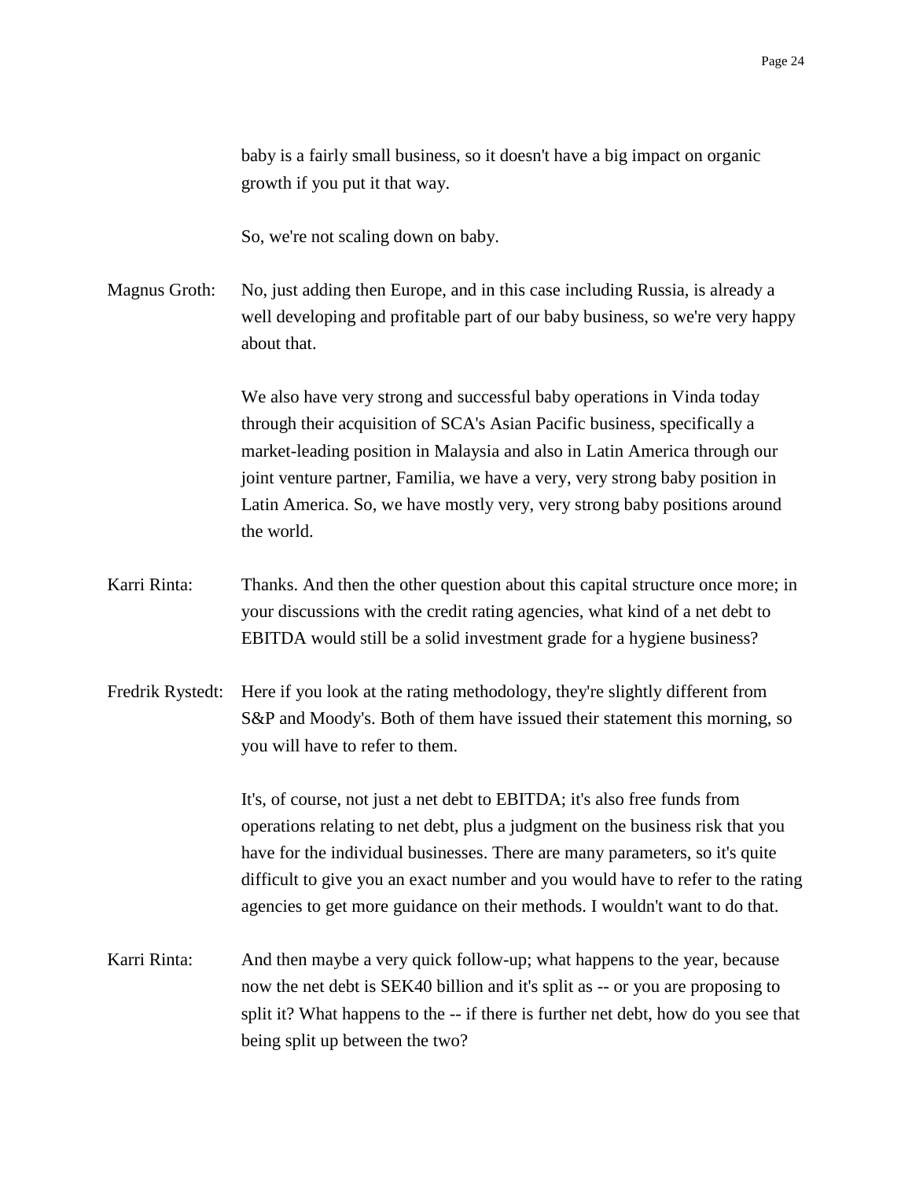baby is a fairly small business, so it doesn't have a big impact on organic growth if you put it that way.

So, we're not scaling down on baby.

Magnus Groth: No, just adding then Europe, and in this case including Russia, is already a well developing and profitable part of our baby business, so we're very happy about that.

We also have very strong and successful baby operations in Vinda today through their acquisition of SCA's Asian Pacific business, specifically a market-leading position in Malaysia and also in Latin America through our joint venture partner, Familia, we have a very, very strong baby position in Latin America. So, we have mostly very, very strong baby positions around the world.

Karri Rinta: Thanks. And then the other question about this capital structure once more; in your discussions with the credit rating agencies, what kind of a net debt to EBITDA would still be a solid investment grade for a hygiene business?

Fredrik Rystedt: Here if you look at the rating methodology, they're slightly different from S&P and Moody's. Both of them have issued their statement this morning, so you will have to refer to them.

It's, of course, not just a net debt to EBITDA; it's also free funds from operations relating to net debt, plus a judgment on the business risk that you have for the individual businesses. There are many parameters, so it's quite difficult to give you an exact number and you would have to refer to the rating agencies to get more guidance on their methods. I wouldn't want to do that.

Karri Rinta: And then maybe a very quick follow-up; what happens to the year, because now the net debt is SEK40 billion and it's split as -- or you are proposing to split it? What happens to the -- if there is further net debt, how do you see that being split up between the two?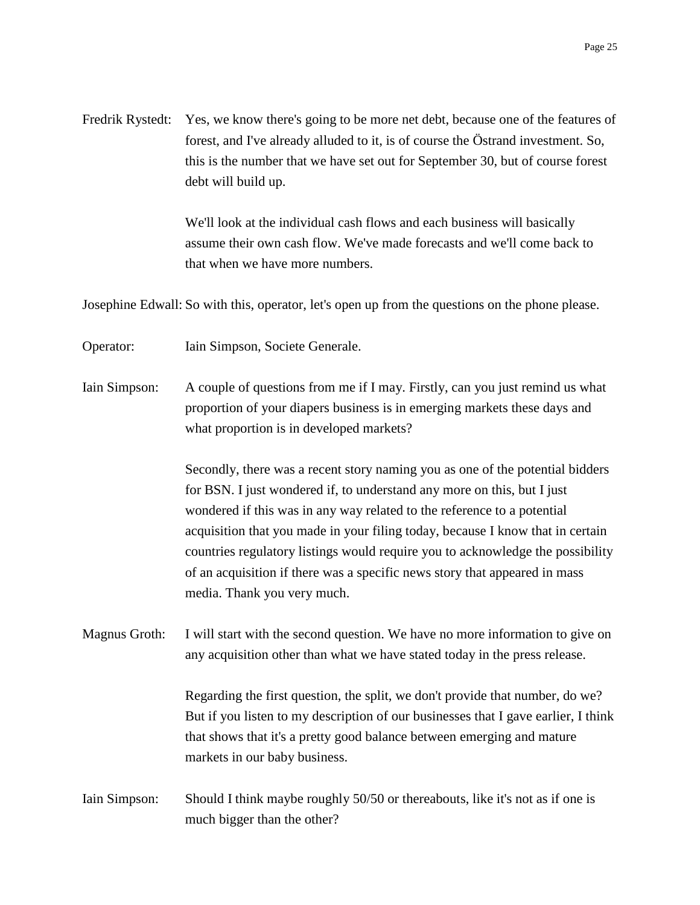Fredrik Rystedt: Yes, we know there's going to be more net debt, because one of the features of forest, and I've already alluded to it, is of course the Östrand investment. So, this is the number that we have set out for September 30, but of course forest debt will build up.

We'll look at the individual cash flows and each business will basically assume their own cash flow. We've made forecasts and we'll come back to that when we have more numbers.

Josephine Edwall: So with this, operator, let's open up from the questions on the phone please.

Operator: Iain Simpson, Societe Generale.

Iain Simpson: A couple of questions from me if I may. Firstly, can you just remind us what proportion of your diapers business is in emerging markets these days and what proportion is in developed markets?

Secondly, there was a recent story naming you as one of the potential bidders for BSN. I just wondered if, to understand any more on this, but I just wondered if this was in any way related to the reference to a potential acquisition that you made in your filing today, because I know that in certain countries regulatory listings would require you to acknowledge the possibility of an acquisition if there was a specific news story that appeared in mass media. Thank you very much.

Magnus Groth: I will start with the second question. We have no more information to give on any acquisition other than what we have stated today in the press release.

Regarding the first question, the split, we don't provide that number, do we? But if you listen to my description of our businesses that I gave earlier, I think that shows that it's a pretty good balance between emerging and mature markets in our baby business.

Iain Simpson: Should I think maybe roughly 50/50 or thereabouts, like it's not as if one is much bigger than the other?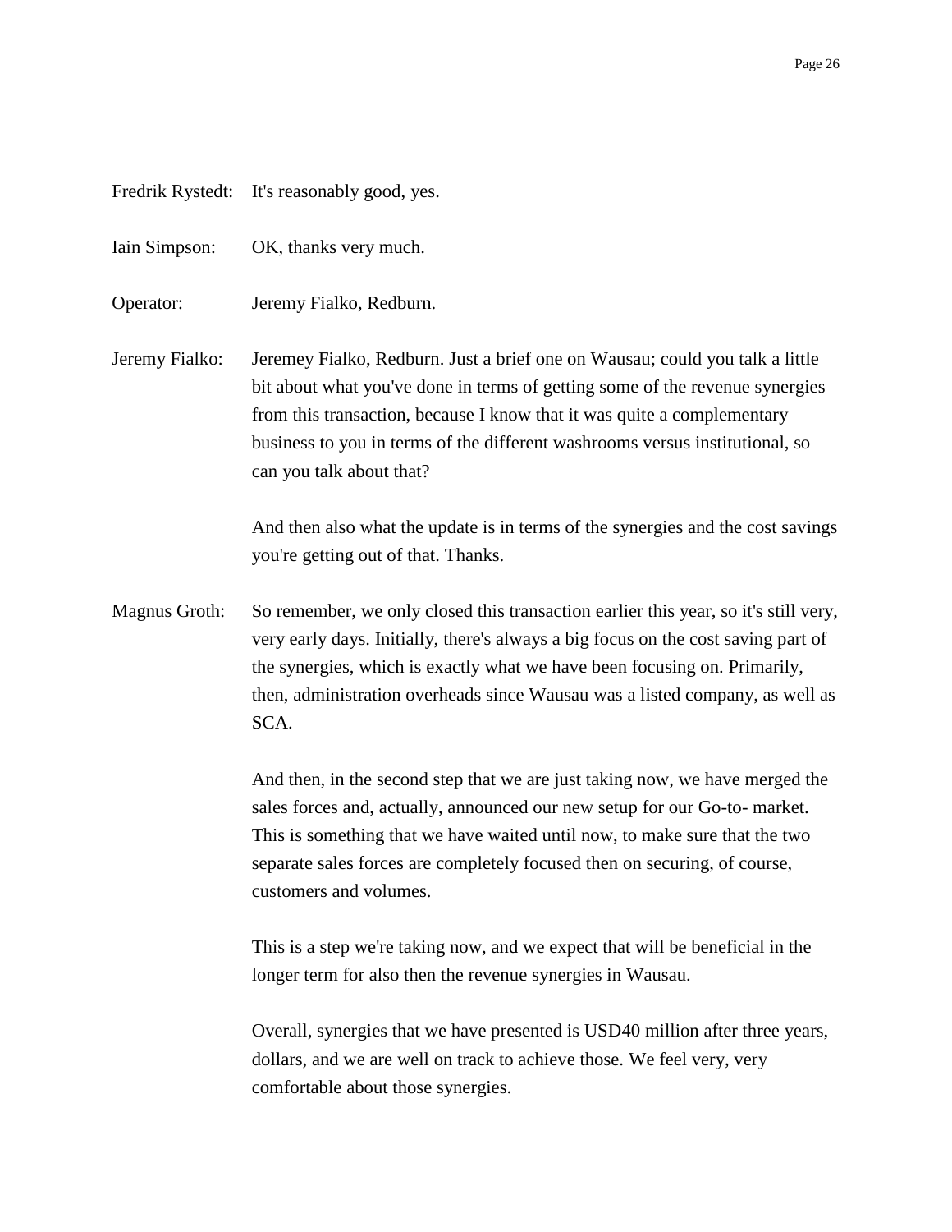Fredrik Rystedt: It's reasonably good, yes.

Iain Simpson: OK, thanks very much.

Operator: Jeremy Fialko, Redburn.

Jeremy Fialko: Jeremey Fialko, Redburn. Just a brief one on Wausau; could you talk a little bit about what you've done in terms of getting some of the revenue synergies from this transaction, because I know that it was quite a complementary business to you in terms of the different washrooms versus institutional, so can you talk about that?

And then also what the update is in terms of the synergies and the cost savings you're getting out of that. Thanks.

Magnus Groth: So remember, we only closed this transaction earlier this year, so it's still very, very early days. Initially, there's always a big focus on the cost saving part of the synergies, which is exactly what we have been focusing on. Primarily, then, administration overheads since Wausau was a listed company, as well as SCA.

And then, in the second step that we are just taking now, we have merged the sales forces and, actually, announced our new setup for our Go-to- market. This is something that we have waited until now, to make sure that the two separate sales forces are completely focused then on securing, of course, customers and volumes.

This is a step we're taking now, and we expect that will be beneficial in the longer term for also then the revenue synergies in Wausau.

Overall, synergies that we have presented is USD40 million after three years, dollars, and we are well on track to achieve those. We feel very, very comfortable about those synergies.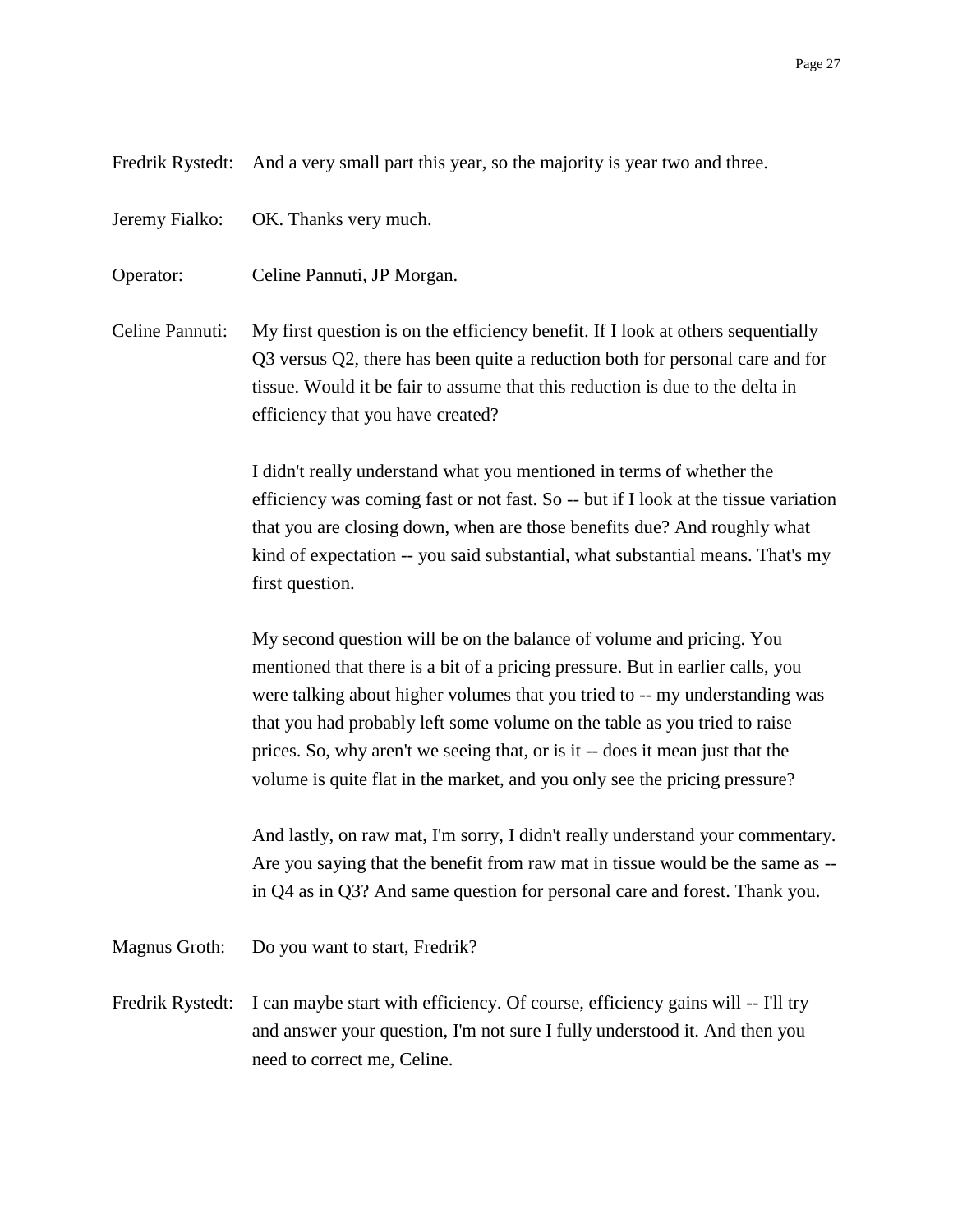Fredrik Rystedt: And a very small part this year, so the majority is year two and three.

Jeremy Fialko: OK. Thanks very much.

Operator: Celine Pannuti, JP Morgan.

Celine Pannuti: My first question is on the efficiency benefit. If I look at others sequentially Q3 versus Q2, there has been quite a reduction both for personal care and for tissue. Would it be fair to assume that this reduction is due to the delta in efficiency that you have created?

I didn't really understand what you mentioned in terms of whether the efficiency was coming fast or not fast. So -- but if I look at the tissue variation that you are closing down, when are those benefits due? And roughly what kind of expectation -- you said substantial, what substantial means. That's my first question.

My second question will be on the balance of volume and pricing. You mentioned that there is a bit of a pricing pressure. But in earlier calls, you were talking about higher volumes that you tried to -- my understanding was that you had probably left some volume on the table as you tried to raise prices. So, why aren't we seeing that, or is it -- does it mean just that the volume is quite flat in the market, and you only see the pricing pressure?

And lastly, on raw mat, I'm sorry, I didn't really understand your commentary. Are you saying that the benefit from raw mat in tissue would be the same as -- in Q4 as in Q3? And same question for personal care and forest. Thank you.

Magnus Groth: Do you want to start, Fredrik?

Fredrik Rystedt: I can maybe start with efficiency. Of course, efficiency gains will -- I'll try and answer your question, I'm not sure I fully understood it. And then you need to correct me, Celine.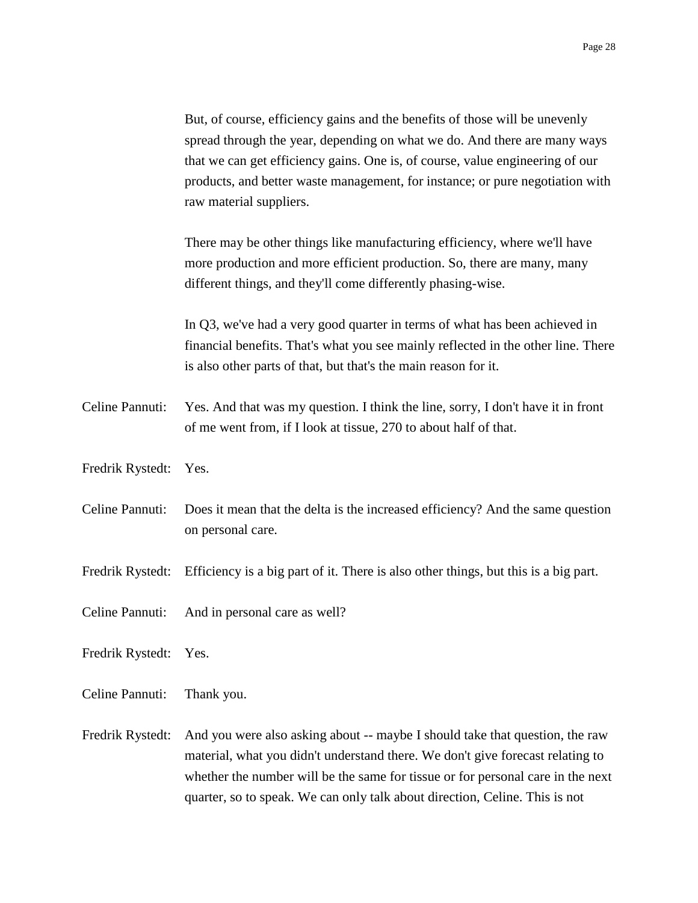But, of course, efficiency gains and the benefits of those will be unevenly spread through the year, depending on what we do. And there are many ways that we can get efficiency gains. One is, of course, value engineering of our products, and better waste management, for instance; or pure negotiation with raw material suppliers.

There may be other things like manufacturing efficiency, where we'll have more production and more efficient production. So, there are many, many different things, and they'll come differently phasing-wise.

In Q3, we've had a very good quarter in terms of what has been achieved in financial benefits. That's what you see mainly reflected in the other line. There is also other parts of that, but that's the main reason for it.

Celine Pannuti: Yes. And that was my question. I think the line, sorry, I don't have it in front of me went from, if I look at tissue, 270 to about half of that.

Fredrik Rystedt: Yes.

Celine Pannuti: Does it mean that the delta is the increased efficiency? And the same question on personal care.

Fredrik Rystedt: Efficiency is a big part of it. There is also other things, but this is a big part.

Celine Pannuti: And in personal care as well?

Fredrik Rystedt: Yes.

Celine Pannuti: Thank you.

Fredrik Rystedt: And you were also asking about -- maybe I should take that question, the raw material, what you didn't understand there. We don't give forecast relating to whether the number will be the same for tissue or for personal care in the next quarter, so to speak. We can only talk about direction, Celine. This is not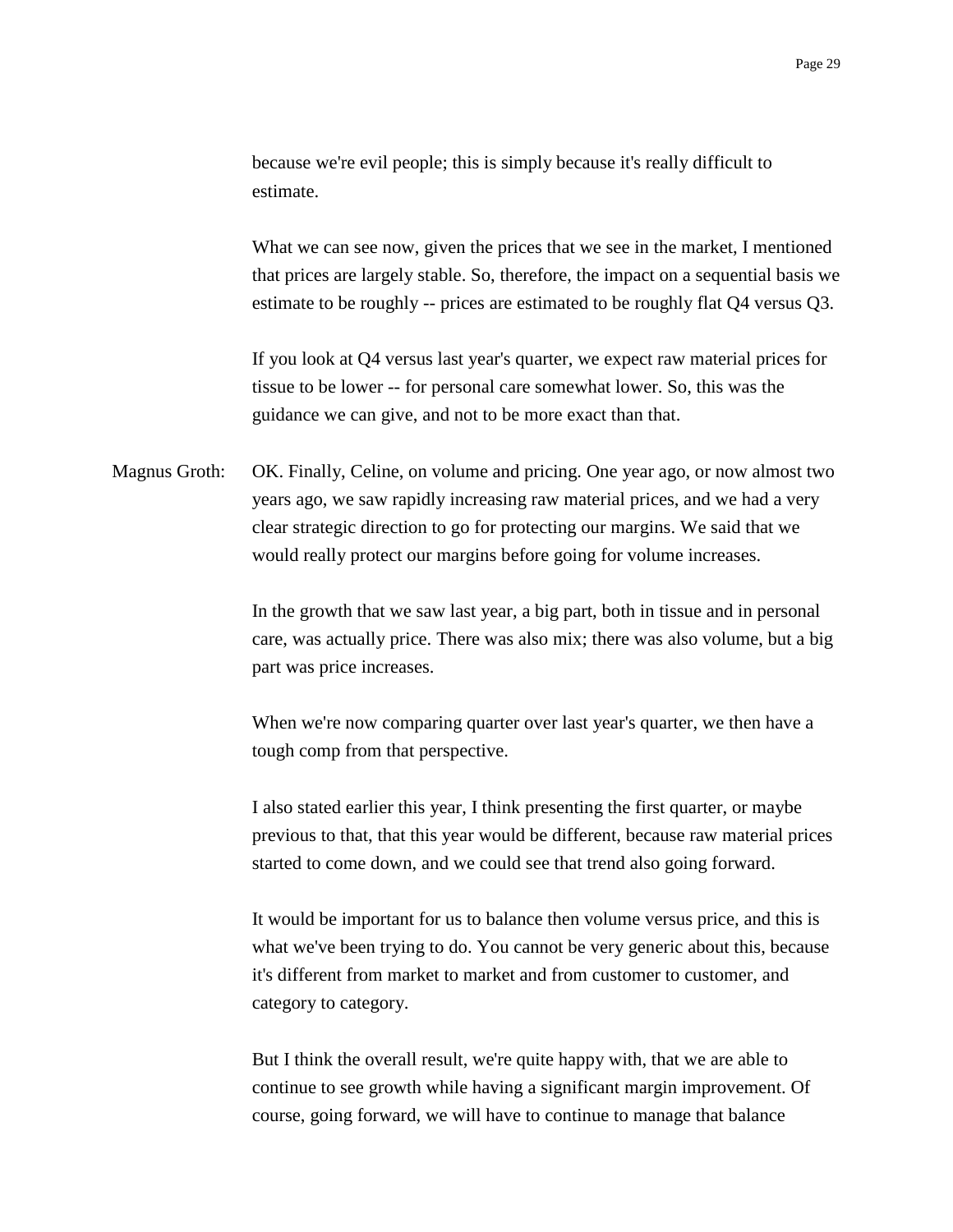because we're evil people; this is simply because it's really difficult to estimate.

What we can see now, given the prices that we see in the market, I mentioned that prices are largely stable. So, therefore, the impact on a sequential basis we estimate to be roughly -- prices are estimated to be roughly flat Q4 versus Q3.

If you look at Q4 versus last year's quarter, we expect raw material prices for tissue to be lower -- for personal care somewhat lower. So, this was the guidance we can give, and not to be more exact than that.

Magnus Groth: OK. Finally, Celine, on volume and pricing. One year ago, or now almost two years ago, we saw rapidly increasing raw material prices, and we had a very clear strategic direction to go for protecting our margins. We said that we would really protect our margins before going for volume increases.

In the growth that we saw last year, a big part, both in tissue and in personal care, was actually price. There was also mix; there was also volume, but a big part was price increases.

When we're now comparing quarter over last year's quarter, we then have a tough comp from that perspective.

I also stated earlier this year, I think presenting the first quarter, or maybe previous to that, that this year would be different, because raw material prices started to come down, and we could see that trend also going forward.

It would be important for us to balance then volume versus price, and this is what we've been trying to do. You cannot be very generic about this, because it's different from market to market and from customer to customer, and category to category.

But I think the overall result, we're quite happy with, that we are able to continue to see growth while having a significant margin improvement. Of course, going forward, we will have to continue to manage that balance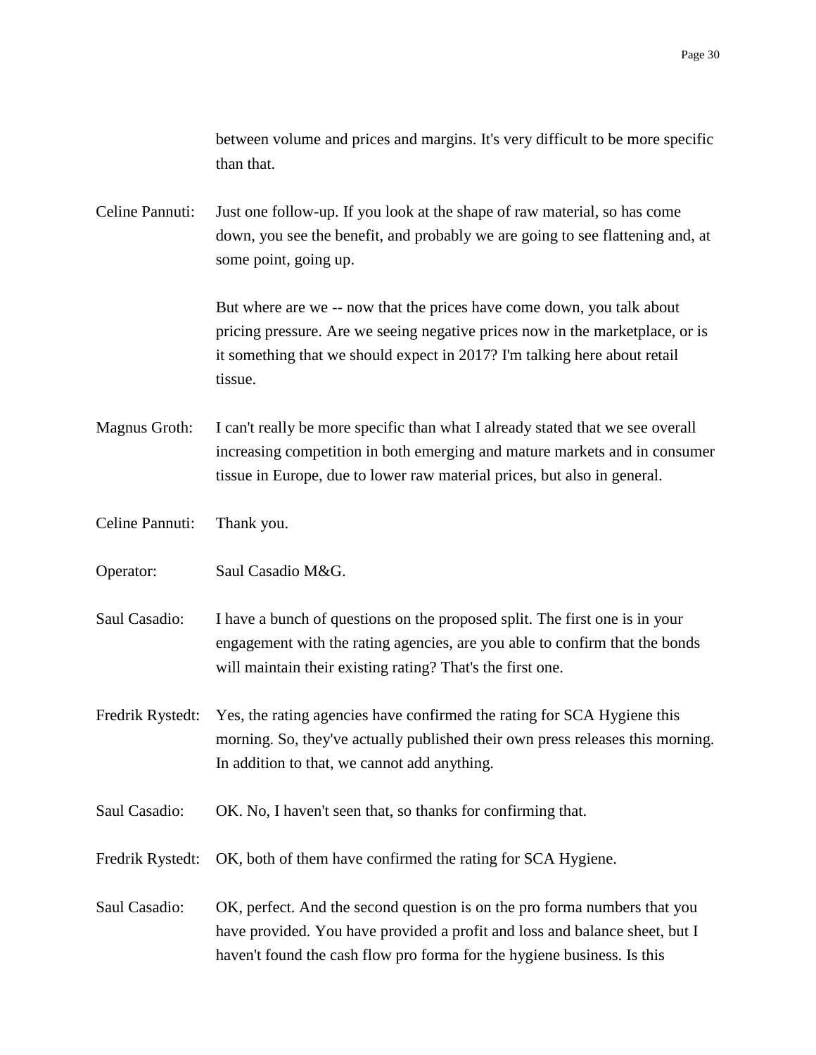between volume and prices and margins. It's very difficult to be more specific than that.

Celine Pannuti: Just one follow-up. If you look at the shape of raw material, so has come down, you see the benefit, and probably we are going to see flattening and, at some point, going up.

But where are we -- now that the prices have come down, you talk about pricing pressure. Are we seeing negative prices now in the marketplace, or is it something that we should expect in 2017? I'm talking here about retail tissue.

Magnus Groth: I can't really be more specific than what I already stated that we see overall increasing competition in both emerging and mature markets and in consumer tissue in Europe, due to lower raw material prices, but also in general.

Celine Pannuti: Thank you.

Operator: Saul Casadio M&G.

Saul Casadio: I have a bunch of questions on the proposed split. The first one is in your engagement with the rating agencies, are you able to confirm that the bonds will maintain their existing rating? That's the first one.

Fredrik Rystedt: Yes, the rating agencies have confirmed the rating for SCA Hygiene this morning. So, they've actually published their own press releases this morning. In addition to that, we cannot add anything.

Saul Casadio: OK. No, I haven't seen that, so thanks for confirming that.

Fredrik Rystedt: OK, both of them have confirmed the rating for SCA Hygiene.

Saul Casadio: OK, perfect. And the second question is on the pro forma numbers that you have provided. You have provided a profit and loss and balance sheet, but I haven't found the cash flow pro forma for the hygiene business. Is this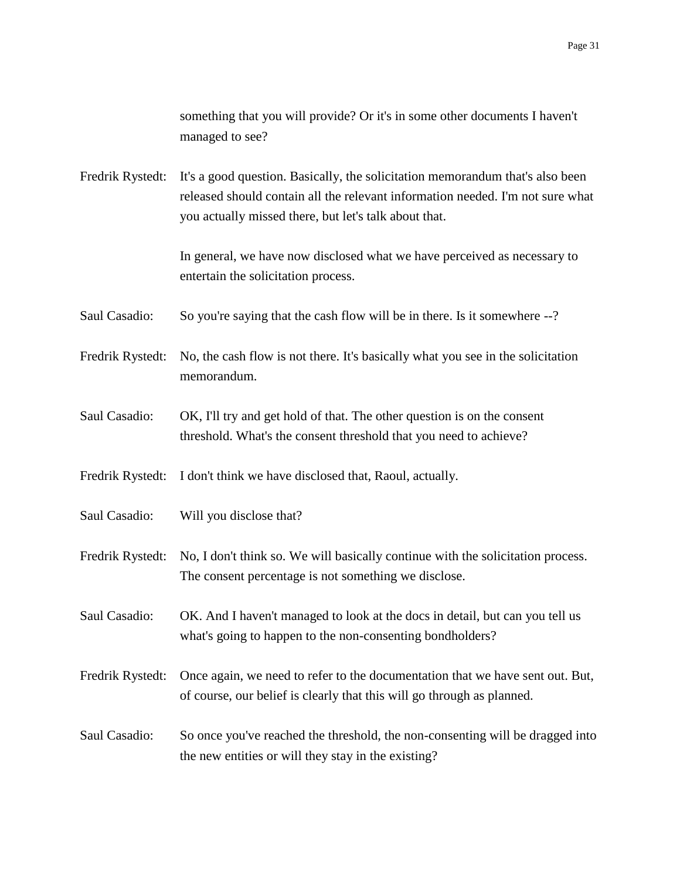something that you will provide? Or it's in some other documents I haven't managed to see?

Fredrik Rystedt: It's a good question. Basically, the solicitation memorandum that's also been released should contain all the relevant information needed. I'm not sure what you actually missed there, but let's talk about that.

In general, we have now disclosed what we have perceived as necessary to entertain the solicitation process.

Saul Casadio: So you're saying that the cash flow will be in there. Is it somewhere --?

Fredrik Rystedt: No, the cash flow is not there. It's basically what you see in the solicitation memorandum.

Saul Casadio: OK, I'll try and get hold of that. The other question is on the consent threshold. What's the consent threshold that you need to achieve?

Fredrik Rystedt: I don't think we have disclosed that, Raoul, actually.

Saul Casadio: Will you disclose that?

Fredrik Rystedt: No, I don't think so. We will basically continue with the solicitation process. The consent percentage is not something we disclose.

Saul Casadio: OK. And I haven't managed to look at the docs in detail, but can you tell us what's going to happen to the non-consenting bondholders?

Fredrik Rystedt: Once again, we need to refer to the documentation that we have sent out. But, of course, our belief is clearly that this will go through as planned.

Saul Casadio: So once you've reached the threshold, the non-consenting will be dragged into the new entities or will they stay in the existing?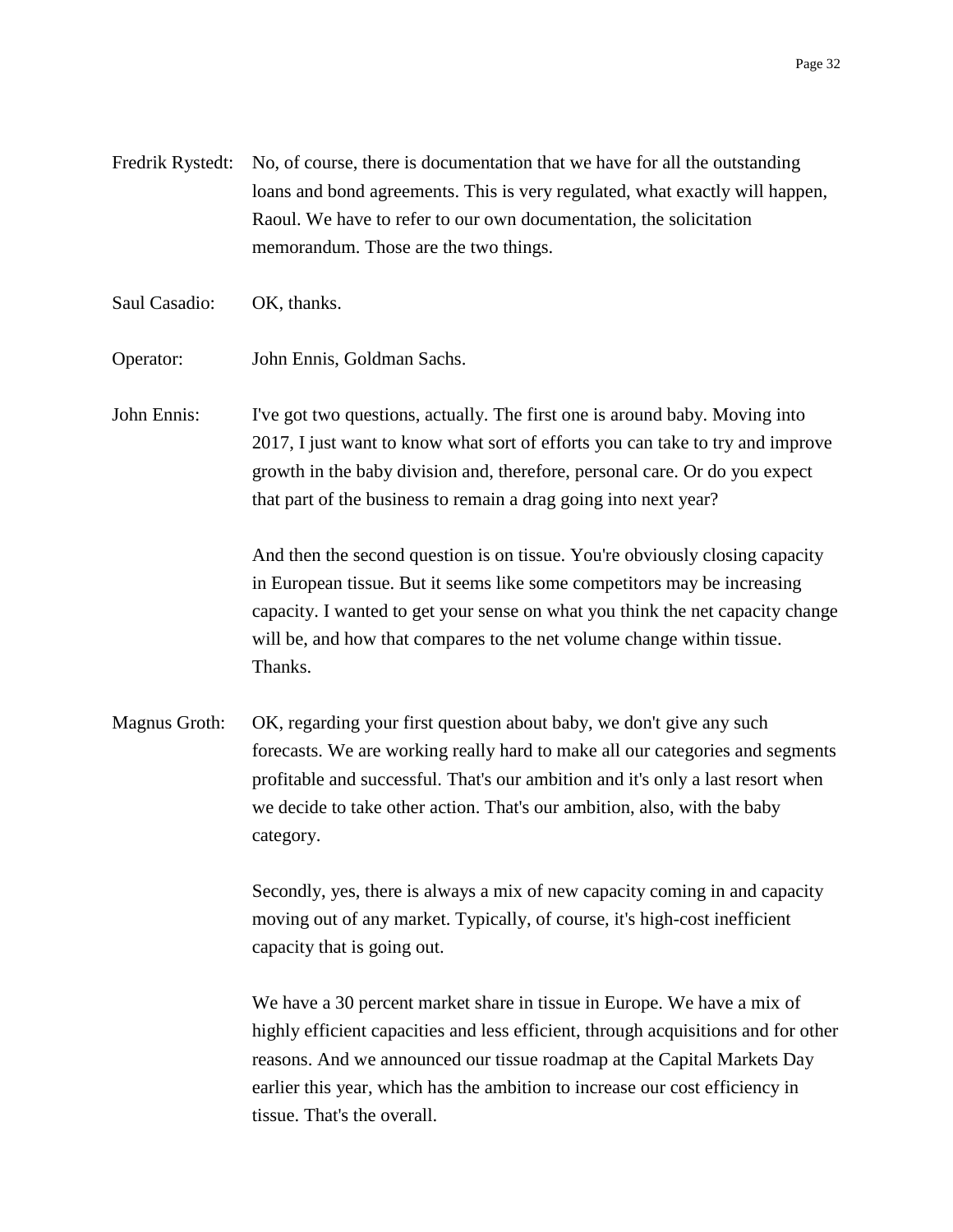Fredrik Rystedt: No, of course, there is documentation that we have for all the outstanding loans and bond agreements. This is very regulated, what exactly will happen, Raoul. We have to refer to our own documentation, the solicitation memorandum. Those are the two things.

Saul Casadio: OK, thanks.

Operator: John Ennis, Goldman Sachs.

John Ennis: I've got two questions, actually. The first one is around baby. Moving into 2017, I just want to know what sort of efforts you can take to try and improve growth in the baby division and, therefore, personal care. Or do you expect that part of the business to remain a drag going into next year?

And then the second question is on tissue. You're obviously closing capacity in European tissue. But it seems like some competitors may be increasing capacity. I wanted to get your sense on what you think the net capacity change will be, and how that compares to the net volume change within tissue. Thanks.

Magnus Groth: OK, regarding your first question about baby, we don't give any such forecasts. We are working really hard to make all our categories and segments profitable and successful. That's our ambition and it's only a last resort when we decide to take other action. That's our ambition, also, with the baby category.

Secondly, yes, there is always a mix of new capacity coming in and capacity moving out of any market. Typically, of course, it's high-cost inefficient capacity that is going out.

We have a 30 percent market share in tissue in Europe. We have a mix of highly efficient capacities and less efficient, through acquisitions and for other reasons. And we announced our tissue roadmap at the Capital Markets Day earlier this year, which has the ambition to increase our cost efficiency in tissue. That's the overall.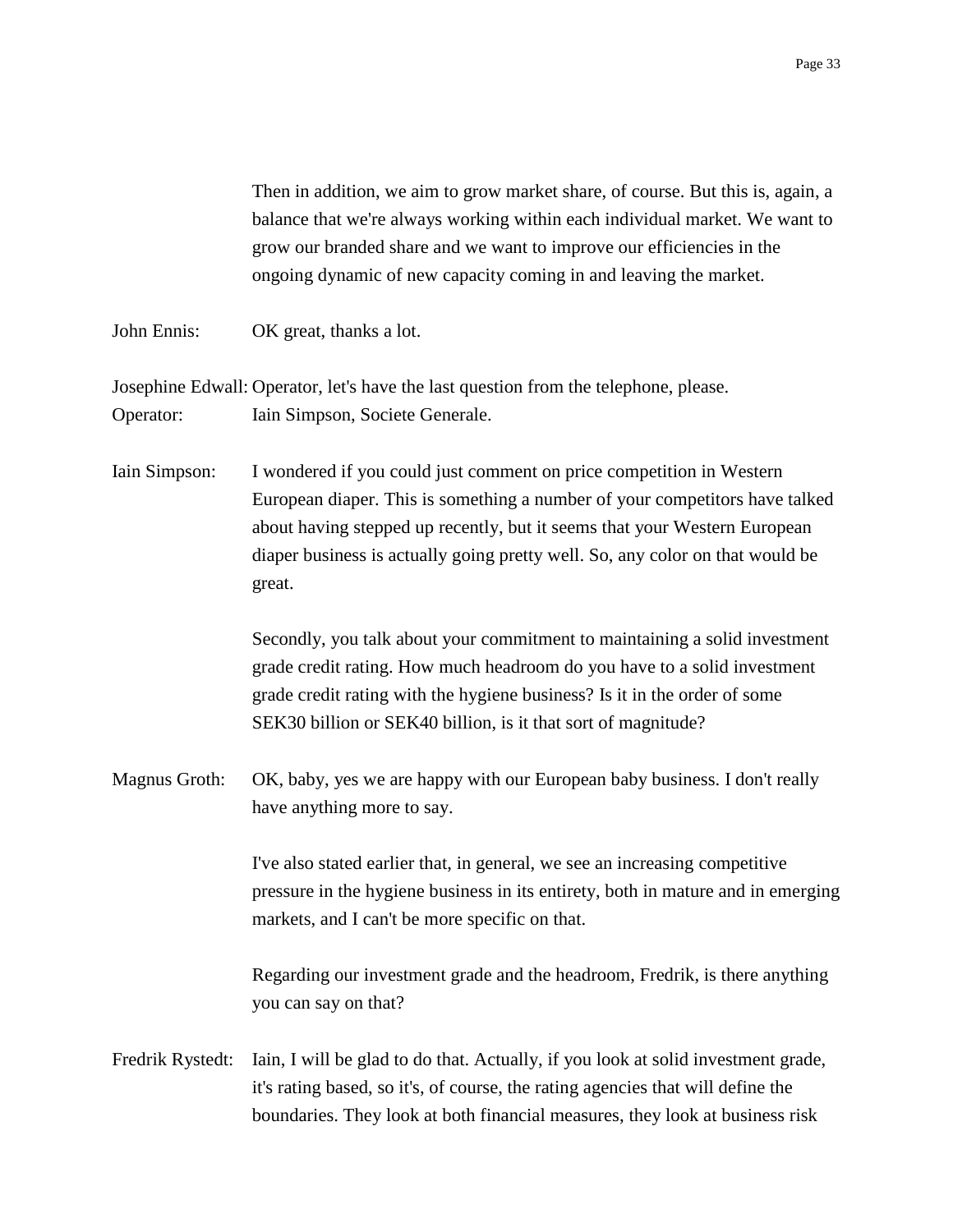Then in addition, we aim to grow market share, of course. But this is, again, a balance that we're always working within each individual market. We want to grow our branded share and we want to improve our efficiencies in the ongoing dynamic of new capacity coming in and leaving the market.

John Ennis: OK great, thanks a lot.

Josephine Edwall: Operator, let's have the last question from the telephone, please.

Operator: Iain Simpson, Societe Generale.

Iain Simpson: I wondered if you could just comment on price competition in Western European diaper. This is something a number of your competitors have talked about having stepped up recently, but it seems that your Western European diaper business is actually going pretty well. So, any color on that would be great.

Secondly, you talk about your commitment to maintaining a solid investment grade credit rating. How much headroom do you have to a solid investment grade credit rating with the hygiene business? Is it in the order of some SEK30 billion or SEK40 billion, is it that sort of magnitude?

Magnus Groth: OK, baby, yes we are happy with our European baby business. I don't really have anything more to say.

I've also stated earlier that, in general, we see an increasing competitive pressure in the hygiene business in its entirety, both in mature and in emerging markets, and I can't be more specific on that.

Regarding our investment grade and the headroom, Fredrik, is there anything you can say on that?

Fredrik Rystedt: Iain, I will be glad to do that. Actually, if you look at solid investment grade, it's rating based, so it's, of course, the rating agencies that will define the boundaries. They look at both financial measures, they look at business risk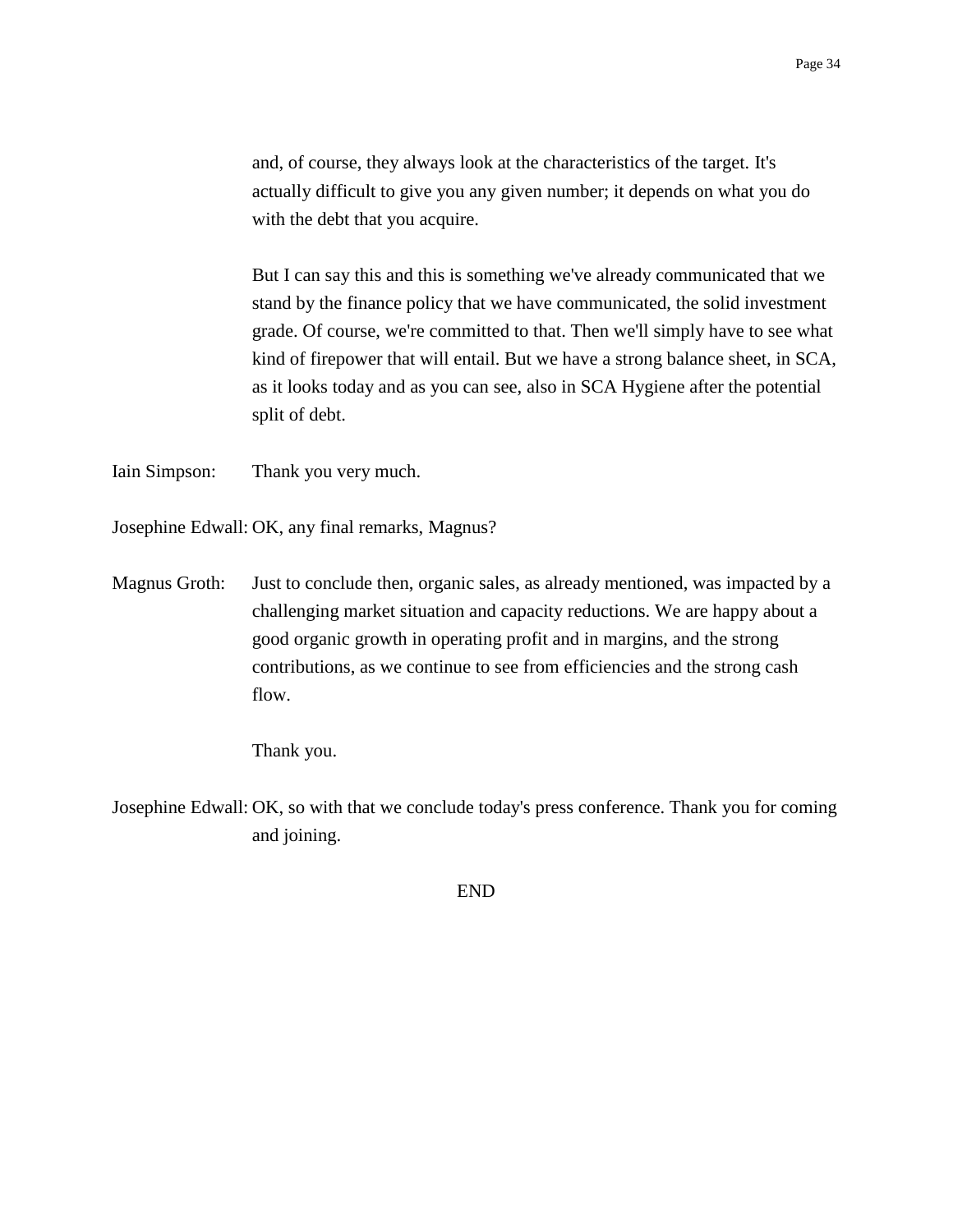and, of course, they always look at the characteristics of the target. It's actually difficult to give you any given number; it depends on what you do with the debt that you acquire.

But I can say this and this is something we've already communicated that we stand by the finance policy that we have communicated, the solid investment grade. Of course, we're committed to that. Then we'll simply have to see what kind of firepower that will entail. But we have a strong balance sheet, in SCA, as it looks today and as you can see, also in SCA Hygiene after the potential split of debt.

Iain Simpson: Thank you very much.

Josephine Edwall: OK, any final remarks, Magnus?

Magnus Groth: Just to conclude then, organic sales, as already mentioned, was impacted by a challenging market situation and capacity reductions. We are happy about a good organic growth in operating profit and in margins, and the strong contributions, as we continue to see from efficiencies and the strong cash flow.

Thank you.

Josephine Edwall: OK, so with that we conclude today's press conference. Thank you for coming and joining.

END